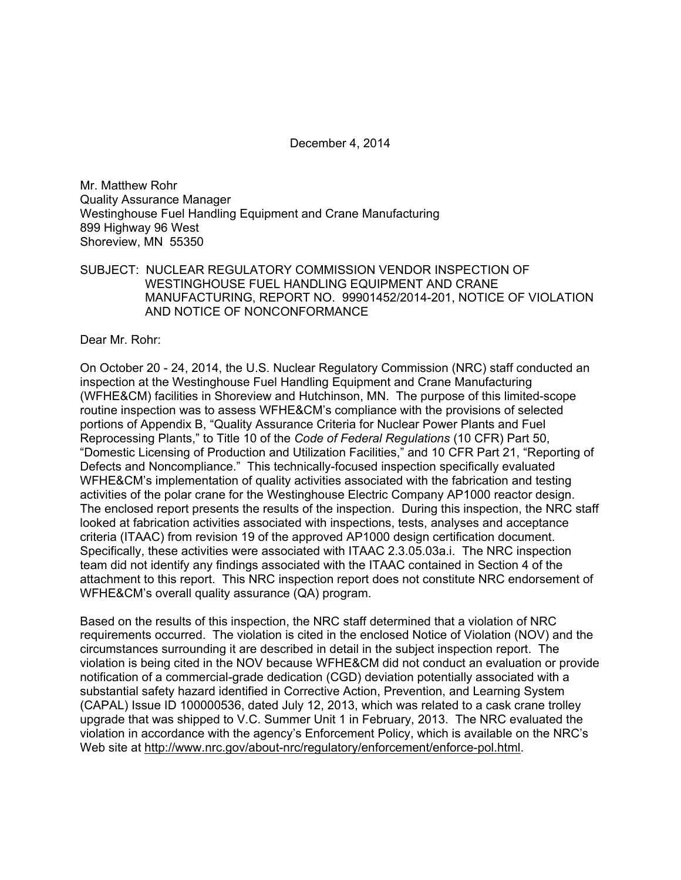December 4, 2014

Mr. Matthew Rohr  
Quality Assurance Manager  
Westinghouse Fuel Handling Equipment and Crane Manufacturing  
899 Highway 96 West  
Shoreview, MN 55350

SUBJECT: NUCLEAR REGULATORY COMMISSION VENDOR INSPECTION OF WESTINGHOUSE FUEL HANDLING EQUIPMENT AND CRANE MANUFACTURING, REPORT NO. 99901452/2014-201, NOTICE OF VIOLATION AND NOTICE OF NONCONFORMANCE

Dear Mr. Rohr:

On October 20 - 24, 2014, the U.S. Nuclear Regulatory Commission (NRC) staff conducted an inspection at the Westinghouse Fuel Handling Equipment and Crane Manufacturing (WFHE&CM) facilities in Shoreview and Hutchinson, MN. The purpose of this limited-scope routine inspection was to assess WFHE&CM's compliance with the provisions of selected portions of Appendix B, "Quality Assurance Criteria for Nuclear Power Plants and Fuel Reprocessing Plants," to Title 10 of the *Code of Federal Regulations* (10 CFR) Part 50, "Domestic Licensing of Production and Utilization Facilities," and 10 CFR Part 21, "Reporting of Defects and Noncompliance." This technically-focused inspection specifically evaluated WFHE&CM's implementation of quality activities associated with the fabrication and testing activities of the polar crane for the Westinghouse Electric Company AP1000 reactor design. The enclosed report presents the results of the inspection. During this inspection, the NRC staff looked at fabrication activities associated with inspections, tests, analyses and acceptance criteria (ITAAC) from revision 19 of the approved AP1000 design certification document. Specifically, these activities were associated with ITAAC 2.3.05.03a.i. The NRC inspection team did not identify any findings associated with the ITAAC contained in Section 4 of the attachment to this report. This NRC inspection report does not constitute NRC endorsement of WFHE&CM's overall quality assurance (QA) program.

Based on the results of this inspection, the NRC staff determined that a violation of NRC requirements occurred. The violation is cited in the enclosed Notice of Violation (NOV) and the circumstances surrounding it are described in detail in the subject inspection report. The violation is being cited in the NOV because WFHE&CM did not conduct an evaluation or provide notification of a commercial-grade dedication (CGD) deviation potentially associated with a substantial safety hazard identified in Corrective Action, Prevention, and Learning System (CAPAL) Issue ID 100000536, dated July 12, 2013, which was related to a cask crane trolley upgrade that was shipped to V.C. Summer Unit 1 in February, 2013. The NRC evaluated the violation in accordance with the agency's Enforcement Policy, which is available on the NRC's Web site at http://www.nrc.gov/about-nrc/regulatory/enforcement/enforce-pol.html.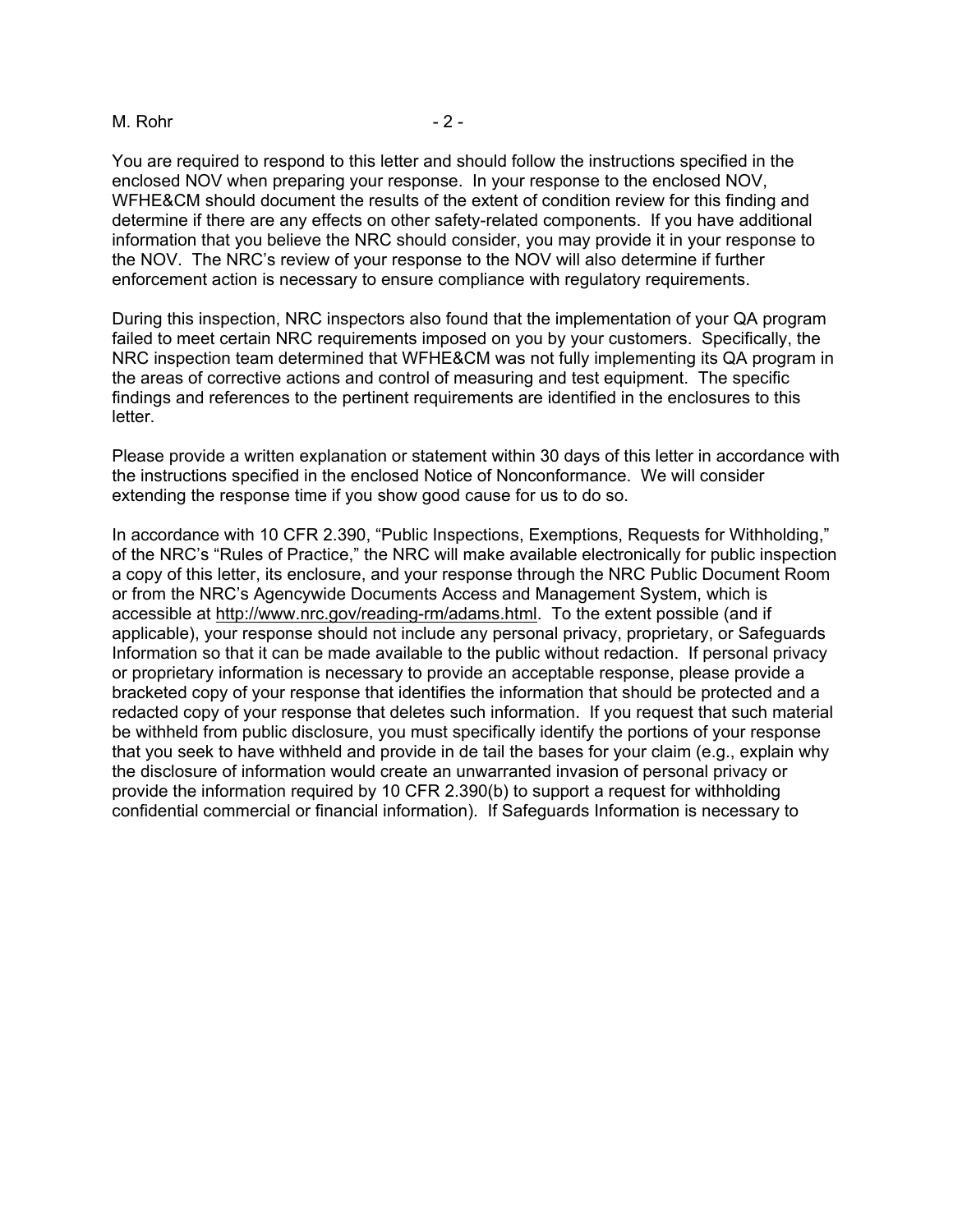You are required to respond to this letter and should follow the instructions specified in the enclosed NOV when preparing your response. In your response to the enclosed NOV, WFHE&CM should document the results of the extent of condition review for this finding and determine if there are any effects on other safety-related components. If you have additional information that you believe the NRC should consider, you may provide it in your response to the NOV. The NRC's review of your response to the NOV will also determine if further enforcement action is necessary to ensure compliance with regulatory requirements.

During this inspection, NRC inspectors also found that the implementation of your QA program failed to meet certain NRC requirements imposed on you by your customers. Specifically, the NRC inspection team determined that WFHE&CM was not fully implementing its QA program in the areas of corrective actions and control of measuring and test equipment. The specific findings and references to the pertinent requirements are identified in the enclosures to this letter.

Please provide a written explanation or statement within 30 days of this letter in accordance with the instructions specified in the enclosed Notice of Nonconformance. We will consider extending the response time if you show good cause for us to do so.

In accordance with 10 CFR 2.390, "Public Inspections, Exemptions, Requests for Withholding," of the NRC's "Rules of Practice," the NRC will make available electronically for public inspection a copy of this letter, its enclosure, and your response through the NRC Public Document Room or from the NRC's Agencywide Documents Access and Management System, which is accessible at http://www.nrc.gov/reading-rm/adams.html. To the extent possible (and if applicable), your response should not include any personal privacy, proprietary, or Safeguards Information so that it can be made available to the public without redaction. If personal privacy or proprietary information is necessary to provide an acceptable response, please provide a bracketed copy of your response that identifies the information that should be protected and a redacted copy of your response that deletes such information. If you request that such material be withheld from public disclosure, you must specifically identify the portions of your response that you seek to have withheld and provide in de tail the bases for your claim (e.g., explain why the disclosure of information would create an unwarranted invasion of personal privacy or provide the information required by 10 CFR 2.390(b) to support a request for withholding confidential commercial or financial information). If Safeguards Information is necessary to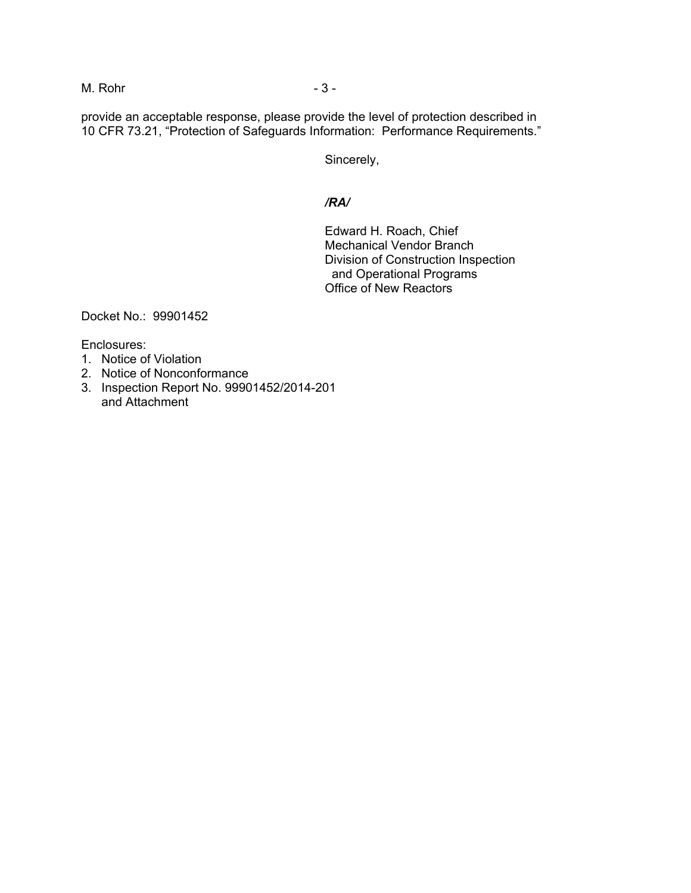provide an acceptable response, please provide the level of protection described in 10 CFR 73.21, "Protection of Safeguards Information: Performance Requirements."

Sincerely,

*/RA/*

Edward H. Roach, Chief
Mechanical Vendor Branch
Division of Construction Inspection
and Operational Programs
Office of New Reactors

Docket No.: 99901452

Enclosures:
1. Notice of Violation
2. Notice of Nonconformance
3. Inspection Report No. 99901452/2014-201 and Attachment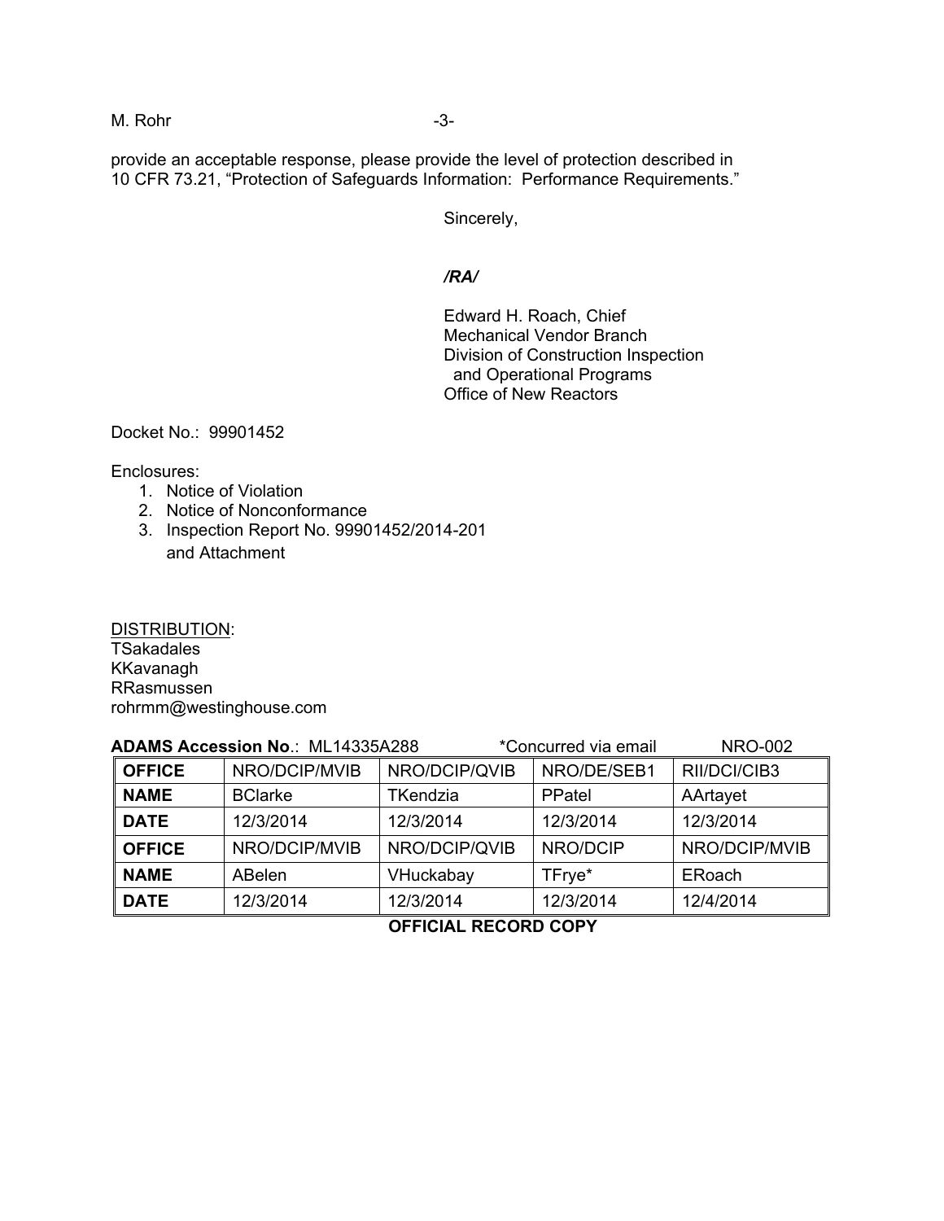provide an acceptable response, please provide the level of protection described in 10 CFR 73.21, "Protection of Safeguards Information: Performance Requirements."

Sincerely,

*/RA/*

Edward H. Roach, Chief
Mechanical Vendor Branch
Division of Construction Inspection
  and Operational Programs
Office of New Reactors

Docket No.: 99901452

Enclosures:
1. Notice of Violation
2. Notice of Nonconformance
3. Inspection Report No. 99901452/2014-201
   and Attachment

DISTRIBUTION:
TSakadales
KKavanagh
RRasmussen
rohrmm@westinghouse.com

**ADAMS Accession No**.: ML14335A288 *Concurred via email NRO-002

| **OFFICE** | NRO/DCIP/MVIB | NRO/DCIP/QVIB | NRO/DE/SEB1 | RII/DCI/CIB3 |
|---|---|---|---|---|
| **NAME** | BClarke | TKendzia | PPatel | AArtayet |
| **DATE** | 12/3/2014 | 12/3/2014 | 12/3/2014 | 12/3/2014 |
| **OFFICE** | NRO/DCIP/MVIB | NRO/DCIP/QVIB | NRO/DCIP | NRO/DCIP/MVIB |
| **NAME** | ABelen | VHuckabay | TFrye* | ERoach |
| **DATE** | 12/3/2014 | 12/3/2014 | 12/3/2014 | 12/4/2014 |

**OFFICIAL RECORD COPY**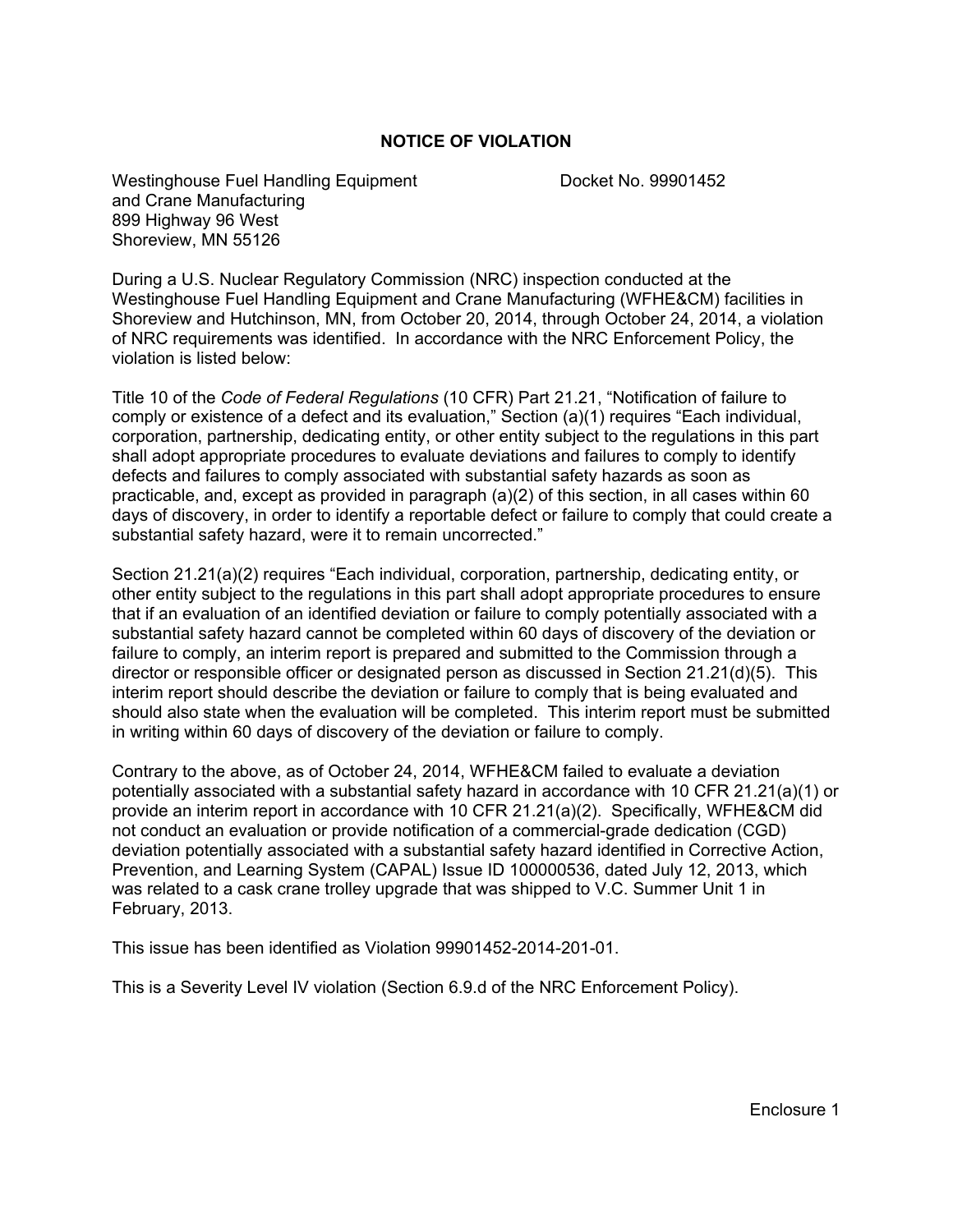## NOTICE OF VIOLATION

Westinghouse Fuel Handling Equipment and Crane Manufacturing
899 Highway 96 West
Shoreview, MN 55126

Docket No. 99901452

During a U.S. Nuclear Regulatory Commission (NRC) inspection conducted at the Westinghouse Fuel Handling Equipment and Crane Manufacturing (WFHE&CM) facilities in Shoreview and Hutchinson, MN, from October 20, 2014, through October 24, 2014, a violation of NRC requirements was identified. In accordance with the NRC Enforcement Policy, the violation is listed below:

Title 10 of the *Code of Federal Regulations* (10 CFR) Part 21.21, "Notification of failure to comply or existence of a defect and its evaluation," Section (a)(1) requires "Each individual, corporation, partnership, dedicating entity, or other entity subject to the regulations in this part shall adopt appropriate procedures to evaluate deviations and failures to comply to identify defects and failures to comply associated with substantial safety hazards as soon as practicable, and, except as provided in paragraph (a)(2) of this section, in all cases within 60 days of discovery, in order to identify a reportable defect or failure to comply that could create a substantial safety hazard, were it to remain uncorrected."

Section 21.21(a)(2) requires "Each individual, corporation, partnership, dedicating entity, or other entity subject to the regulations in this part shall adopt appropriate procedures to ensure that if an evaluation of an identified deviation or failure to comply potentially associated with a substantial safety hazard cannot be completed within 60 days of discovery of the deviation or failure to comply, an interim report is prepared and submitted to the Commission through a director or responsible officer or designated person as discussed in Section 21.21(d)(5). This interim report should describe the deviation or failure to comply that is being evaluated and should also state when the evaluation will be completed. This interim report must be submitted in writing within 60 days of discovery of the deviation or failure to comply.

Contrary to the above, as of October 24, 2014, WFHE&CM failed to evaluate a deviation potentially associated with a substantial safety hazard in accordance with 10 CFR 21.21(a)(1) or provide an interim report in accordance with 10 CFR 21.21(a)(2). Specifically, WFHE&CM did not conduct an evaluation or provide notification of a commercial-grade dedication (CGD) deviation potentially associated with a substantial safety hazard identified in Corrective Action, Prevention, and Learning System (CAPAL) Issue ID 100000536, dated July 12, 2013, which was related to a cask crane trolley upgrade that was shipped to V.C. Summer Unit 1 in February, 2013.

This issue has been identified as Violation 99901452-2014-201-01.

This is a Severity Level IV violation (Section 6.9.d of the NRC Enforcement Policy).

Enclosure 1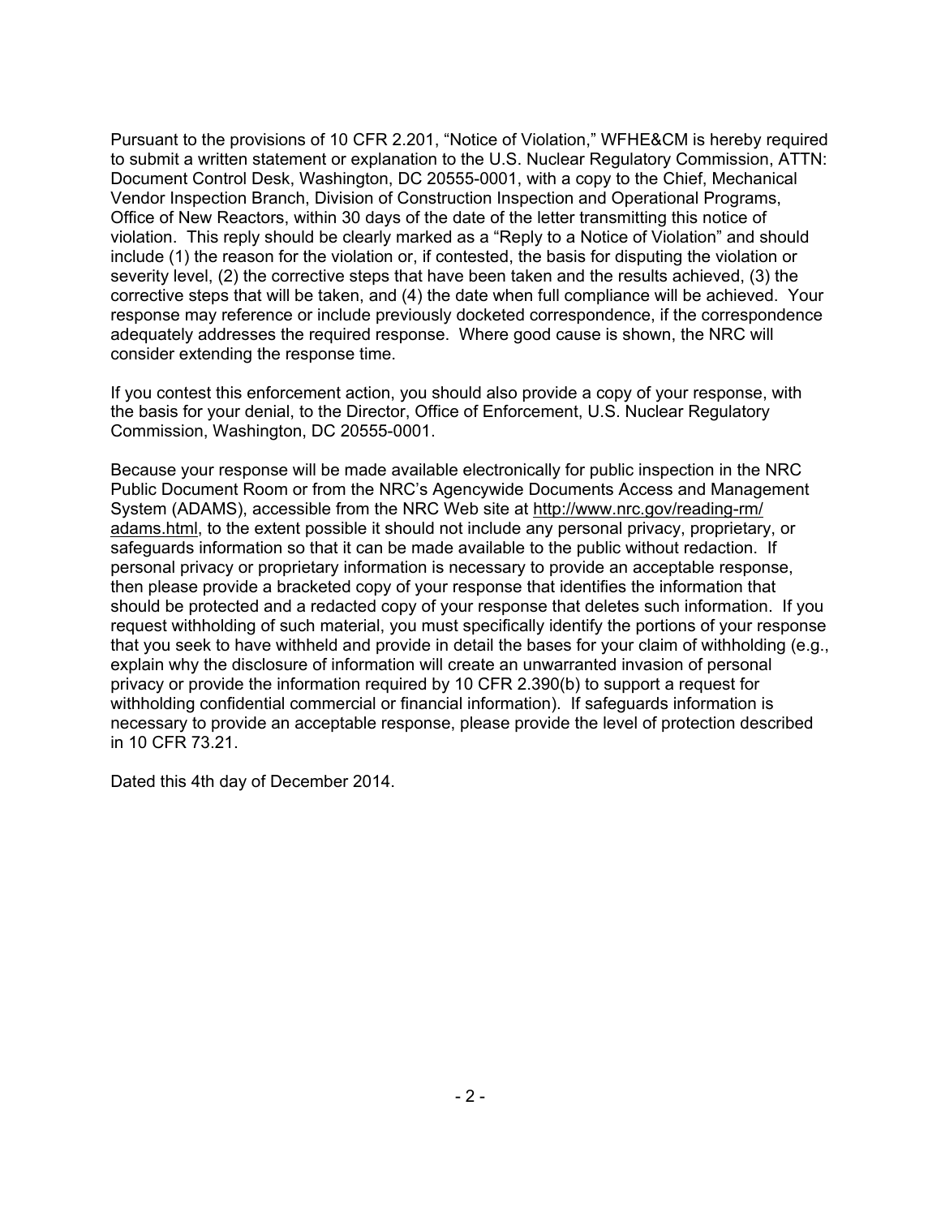Pursuant to the provisions of 10 CFR 2.201, "Notice of Violation," WFHE&CM is hereby required to submit a written statement or explanation to the U.S. Nuclear Regulatory Commission, ATTN: Document Control Desk, Washington, DC 20555-0001, with a copy to the Chief, Mechanical Vendor Inspection Branch, Division of Construction Inspection and Operational Programs, Office of New Reactors, within 30 days of the date of the letter transmitting this notice of violation. This reply should be clearly marked as a "Reply to a Notice of Violation" and should include (1) the reason for the violation or, if contested, the basis for disputing the violation or severity level, (2) the corrective steps that have been taken and the results achieved, (3) the corrective steps that will be taken, and (4) the date when full compliance will be achieved. Your response may reference or include previously docketed correspondence, if the correspondence adequately addresses the required response. Where good cause is shown, the NRC will consider extending the response time.

If you contest this enforcement action, you should also provide a copy of your response, with the basis for your denial, to the Director, Office of Enforcement, U.S. Nuclear Regulatory Commission, Washington, DC 20555-0001.

Because your response will be made available electronically for public inspection in the NRC Public Document Room or from the NRC's Agencywide Documents Access and Management System (ADAMS), accessible from the NRC Web site at http://www.nrc.gov/reading-rm/adams.html, to the extent possible it should not include any personal privacy, proprietary, or safeguards information so that it can be made available to the public without redaction. If personal privacy or proprietary information is necessary to provide an acceptable response, then please provide a bracketed copy of your response that identifies the information that should be protected and a redacted copy of your response that deletes such information. If you request withholding of such material, you must specifically identify the portions of your response that you seek to have withheld and provide in detail the bases for your claim of withholding (e.g., explain why the disclosure of information will create an unwarranted invasion of personal privacy or provide the information required by 10 CFR 2.390(b) to support a request for withholding confidential commercial or financial information). If safeguards information is necessary to provide an acceptable response, please provide the level of protection described in 10 CFR 73.21.

Dated this 4th day of December 2014.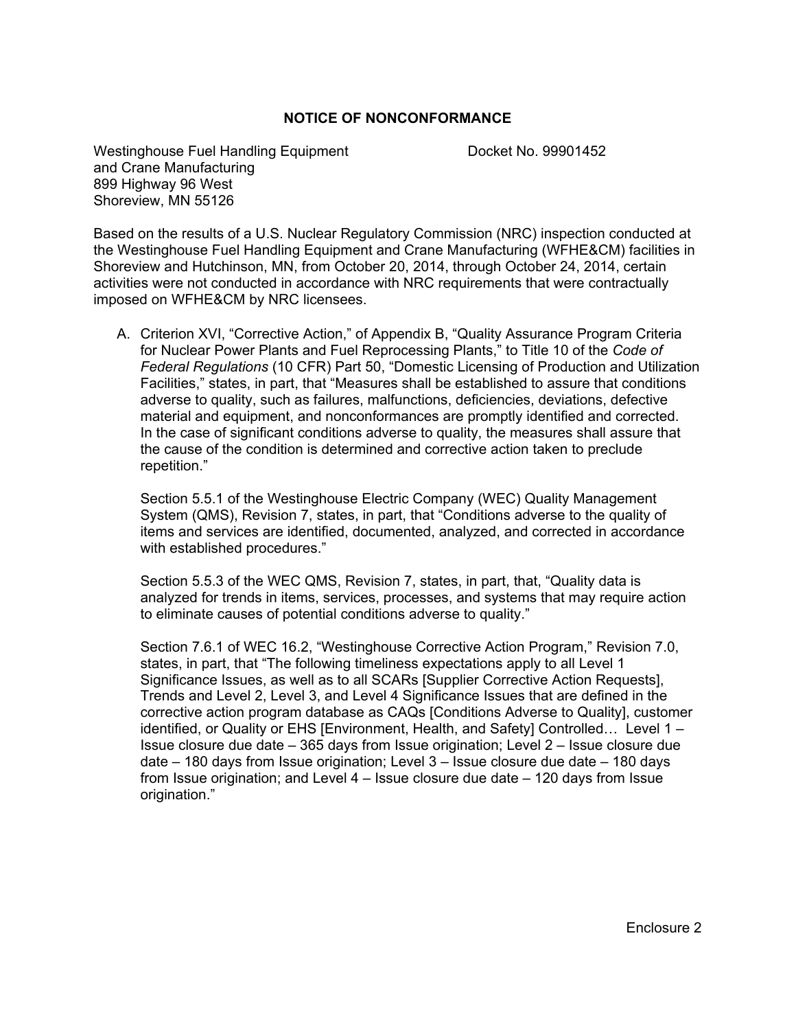## NOTICE OF NONCONFORMANCE

Westinghouse Fuel Handling Equipment and Crane Manufacturing
899 Highway 96 West
Shoreview, MN 55126

Docket No. 99901452

Based on the results of a U.S. Nuclear Regulatory Commission (NRC) inspection conducted at the Westinghouse Fuel Handling Equipment and Crane Manufacturing (WFHE&CM) facilities in Shoreview and Hutchinson, MN, from October 20, 2014, through October 24, 2014, certain activities were not conducted in accordance with NRC requirements that were contractually imposed on WFHE&CM by NRC licensees.

A. Criterion XVI, "Corrective Action," of Appendix B, "Quality Assurance Program Criteria for Nuclear Power Plants and Fuel Reprocessing Plants," to Title 10 of the *Code of Federal Regulations* (10 CFR) Part 50, "Domestic Licensing of Production and Utilization Facilities," states, in part, that "Measures shall be established to assure that conditions adverse to quality, such as failures, malfunctions, deficiencies, deviations, defective material and equipment, and nonconformances are promptly identified and corrected. In the case of significant conditions adverse to quality, the measures shall assure that the cause of the condition is determined and corrective action taken to preclude repetition."

   Section 5.5.1 of the Westinghouse Electric Company (WEC) Quality Management System (QMS), Revision 7, states, in part, that "Conditions adverse to the quality of items and services are identified, documented, analyzed, and corrected in accordance with established procedures."

   Section 5.5.3 of the WEC QMS, Revision 7, states, in part, that, "Quality data is analyzed for trends in items, services, processes, and systems that may require action to eliminate causes of potential conditions adverse to quality."

   Section 7.6.1 of WEC 16.2, "Westinghouse Corrective Action Program," Revision 7.0, states, in part, that "The following timeliness expectations apply to all Level 1 Significance Issues, as well as to all SCARs [Supplier Corrective Action Requests], Trends and Level 2, Level 3, and Level 4 Significance Issues that are defined in the corrective action program database as CAQs [Conditions Adverse to Quality], customer identified, or Quality or EHS [Environment, Health, and Safety] Controlled… Level 1 – Issue closure due date – 365 days from Issue origination; Level 2 – Issue closure due date – 180 days from Issue origination; Level 3 – Issue closure due date – 180 days from Issue origination; and Level 4 – Issue closure due date – 120 days from Issue origination."

Enclosure 2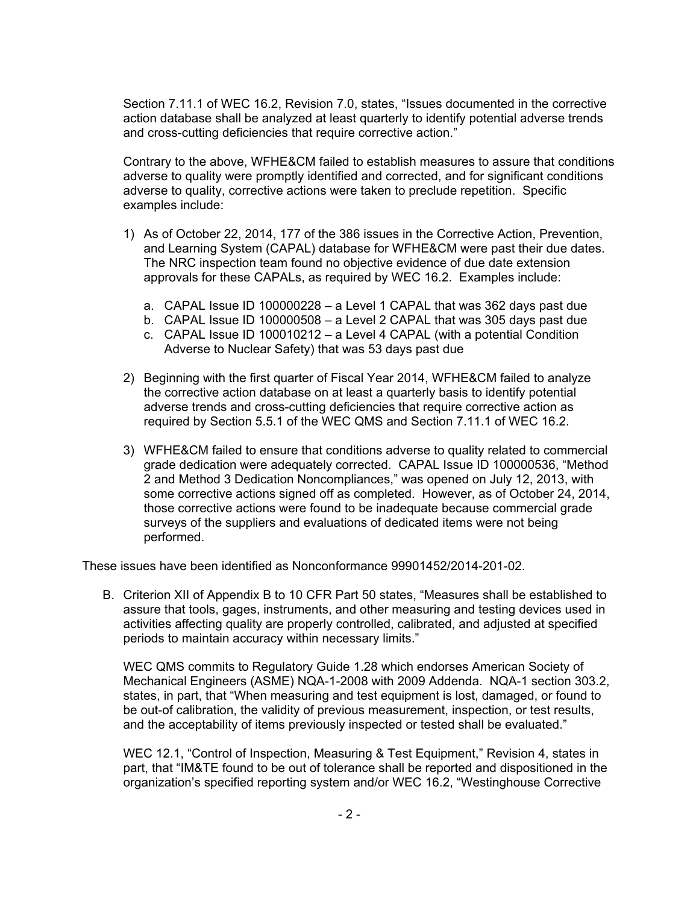Section 7.11.1 of WEC 16.2, Revision 7.0, states, "Issues documented in the corrective action database shall be analyzed at least quarterly to identify potential adverse trends and cross-cutting deficiencies that require corrective action."

Contrary to the above, WFHE&CM failed to establish measures to assure that conditions adverse to quality were promptly identified and corrected, and for significant conditions adverse to quality, corrective actions were taken to preclude repetition. Specific examples include:

1) As of October 22, 2014, 177 of the 386 issues in the Corrective Action, Prevention, and Learning System (CAPAL) database for WFHE&CM were past their due dates. The NRC inspection team found no objective evidence of due date extension approvals for these CAPALs, as required by WEC 16.2. Examples include:

    a. CAPAL Issue ID 100000228 – a Level 1 CAPAL that was 362 days past due
    b. CAPAL Issue ID 100000508 – a Level 2 CAPAL that was 305 days past due
    c. CAPAL Issue ID 100010212 – a Level 4 CAPAL (with a potential Condition Adverse to Nuclear Safety) that was 53 days past due

2) Beginning with the first quarter of Fiscal Year 2014, WFHE&CM failed to analyze the corrective action database on at least a quarterly basis to identify potential adverse trends and cross-cutting deficiencies that require corrective action as required by Section 5.5.1 of the WEC QMS and Section 7.11.1 of WEC 16.2.

3) WFHE&CM failed to ensure that conditions adverse to quality related to commercial grade dedication were adequately corrected. CAPAL Issue ID 100000536, "Method 2 and Method 3 Dedication Noncompliances," was opened on July 12, 2013, with some corrective actions signed off as completed. However, as of October 24, 2014, those corrective actions were found to be inadequate because commercial grade surveys of the suppliers and evaluations of dedicated items were not being performed.

These issues have been identified as Nonconformance 99901452/2014-201-02.

B. Criterion XII of Appendix B to 10 CFR Part 50 states, "Measures shall be established to assure that tools, gages, instruments, and other measuring and testing devices used in activities affecting quality are properly controlled, calibrated, and adjusted at specified periods to maintain accuracy within necessary limits."

    WEC QMS commits to Regulatory Guide 1.28 which endorses American Society of Mechanical Engineers (ASME) NQA-1-2008 with 2009 Addenda. NQA-1 section 303.2, states, in part, that "When measuring and test equipment is lost, damaged, or found to be out-of calibration, the validity of previous measurement, inspection, or test results, and the acceptability of items previously inspected or tested shall be evaluated."

    WEC 12.1, "Control of Inspection, Measuring & Test Equipment," Revision 4, states in part, that "IM&TE found to be out of tolerance shall be reported and dispositioned in the organization's specified reporting system and/or WEC 16.2, "Westinghouse Corrective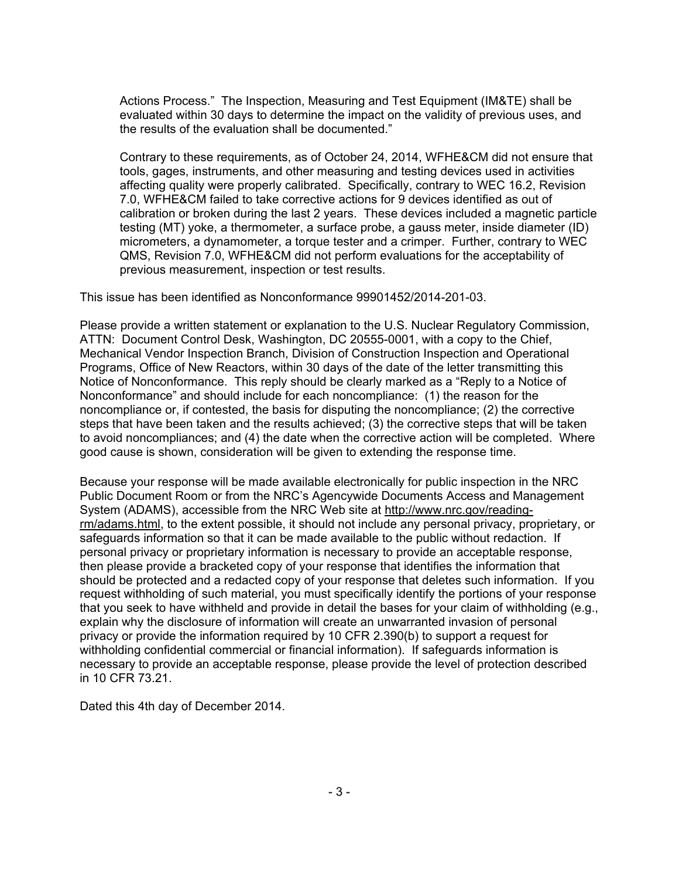Actions Process." The Inspection, Measuring and Test Equipment (IM&TE) shall be evaluated within 30 days to determine the impact on the validity of previous uses, and the results of the evaluation shall be documented."

Contrary to these requirements, as of October 24, 2014, WFHE&CM did not ensure that tools, gages, instruments, and other measuring and testing devices used in activities affecting quality were properly calibrated. Specifically, contrary to WEC 16.2, Revision 7.0, WFHE&CM failed to take corrective actions for 9 devices identified as out of calibration or broken during the last 2 years. These devices included a magnetic particle testing (MT) yoke, a thermometer, a surface probe, a gauss meter, inside diameter (ID) micrometers, a dynamometer, a torque tester and a crimper. Further, contrary to WEC QMS, Revision 7.0, WFHE&CM did not perform evaluations for the acceptability of previous measurement, inspection or test results.

This issue has been identified as Nonconformance 99901452/2014-201-03.

Please provide a written statement or explanation to the U.S. Nuclear Regulatory Commission, ATTN: Document Control Desk, Washington, DC 20555-0001, with a copy to the Chief, Mechanical Vendor Inspection Branch, Division of Construction Inspection and Operational Programs, Office of New Reactors, within 30 days of the date of the letter transmitting this Notice of Nonconformance. This reply should be clearly marked as a "Reply to a Notice of Nonconformance" and should include for each noncompliance: (1) the reason for the noncompliance or, if contested, the basis for disputing the noncompliance; (2) the corrective steps that have been taken and the results achieved; (3) the corrective steps that will be taken to avoid noncompliances; and (4) the date when the corrective action will be completed. Where good cause is shown, consideration will be given to extending the response time.

Because your response will be made available electronically for public inspection in the NRC Public Document Room or from the NRC's Agencywide Documents Access and Management System (ADAMS), accessible from the NRC Web site at http://www.nrc.gov/reading-rm/adams.html, to the extent possible, it should not include any personal privacy, proprietary, or safeguards information so that it can be made available to the public without redaction. If personal privacy or proprietary information is necessary to provide an acceptable response, then please provide a bracketed copy of your response that identifies the information that should be protected and a redacted copy of your response that deletes such information. If you request withholding of such material, you must specifically identify the portions of your response that you seek to have withheld and provide in detail the bases for your claim of withholding (e.g., explain why the disclosure of information will create an unwarranted invasion of personal privacy or provide the information required by 10 CFR 2.390(b) to support a request for withholding confidential commercial or financial information). If safeguards information is necessary to provide an acceptable response, please provide the level of protection described in 10 CFR 73.21.

Dated this 4th day of December 2014.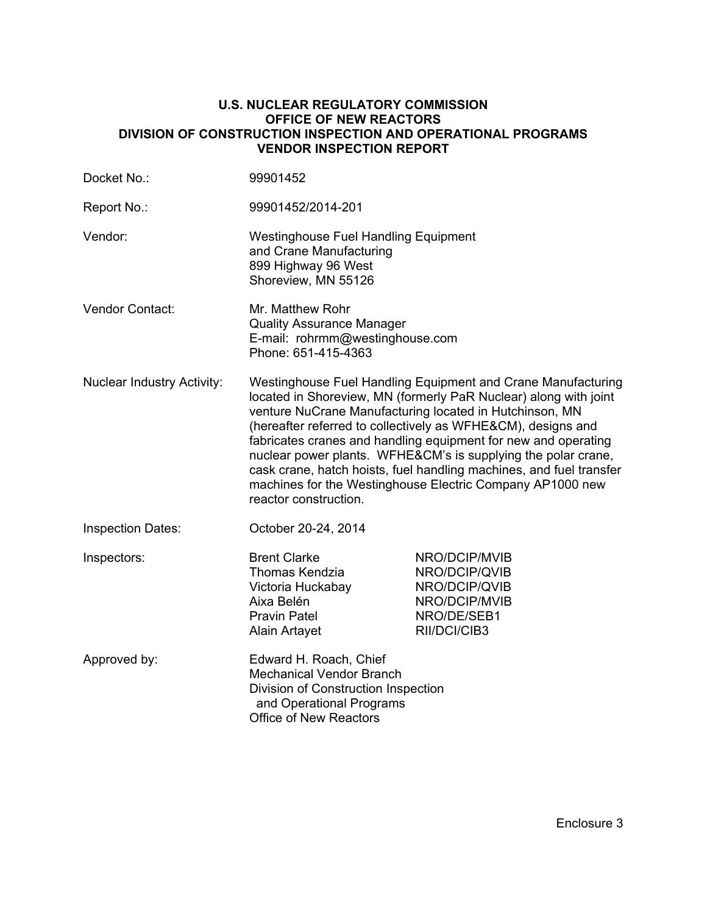**U.S. NUCLEAR REGULATORY COMMISSION**
**OFFICE OF NEW REACTORS**
**DIVISION OF CONSTRUCTION INSPECTION AND OPERATIONAL PROGRAMS**
**VENDOR INSPECTION REPORT**

| | |
|---|---|
| Docket No.: | 99901452 |
| Report No.: | 99901452/2014-201 |
| Vendor: | Westinghouse Fuel Handling Equipment and Crane Manufacturing<br>899 Highway 96 West<br>Shoreview, MN 55126 |
| Vendor Contact: | Mr. Matthew Rohr<br>Quality Assurance Manager<br>E-mail: rohrmm@westinghouse.com<br>Phone: 651-415-4363 |
| Nuclear Industry Activity: | Westinghouse Fuel Handling Equipment and Crane Manufacturing located in Shoreview, MN (formerly PaR Nuclear) along with joint venture NuCrane Manufacturing located in Hutchinson, MN (hereafter referred to collectively as WFHE&CM), designs and fabricates cranes and handling equipment for new and operating nuclear power plants. WFHE&CM's is supplying the polar crane, cask crane, hatch hoists, fuel handling machines, and fuel transfer machines for the Westinghouse Electric Company AP1000 new reactor construction. |
| Inspection Dates: | October 20-24, 2014 |

| Inspectors: | | |
|---|---|---|
| | Brent Clarke | NRO/DCIP/MVIB |
| | Thomas Kendzia | NRO/DCIP/QVIB |
| | Victoria Huckabay | NRO/DCIP/QVIB |
| | Aixa Belén | NRO/DCIP/MVIB |
| | Pravin Patel | NRO/DE/SEB1 |
| | Alain Artayet | RII/DCI/CIB3 |

Approved by: Edward H. Roach, Chief
Mechanical Vendor Branch
Division of Construction Inspection
and Operational Programs
Office of New Reactors

Enclosure 3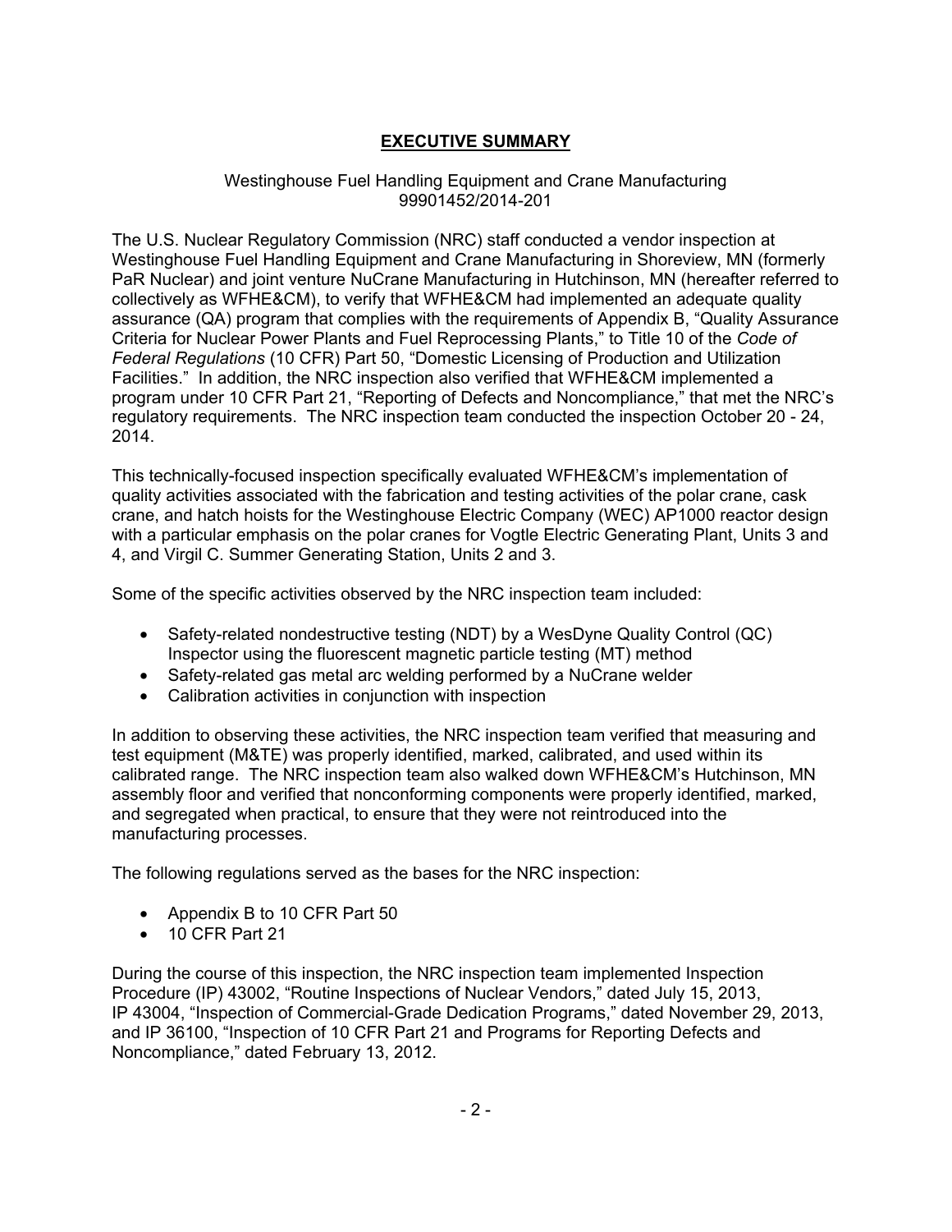# EXECUTIVE SUMMARY

Westinghouse Fuel Handling Equipment and Crane Manufacturing
99901452/2014-201

The U.S. Nuclear Regulatory Commission (NRC) staff conducted a vendor inspection at Westinghouse Fuel Handling Equipment and Crane Manufacturing in Shoreview, MN (formerly PaR Nuclear) and joint venture NuCrane Manufacturing in Hutchinson, MN (hereafter referred to collectively as WFHE&CM), to verify that WFHE&CM had implemented an adequate quality assurance (QA) program that complies with the requirements of Appendix B, "Quality Assurance Criteria for Nuclear Power Plants and Fuel Reprocessing Plants," to Title 10 of the *Code of Federal Regulations* (10 CFR) Part 50, "Domestic Licensing of Production and Utilization Facilities." In addition, the NRC inspection also verified that WFHE&CM implemented a program under 10 CFR Part 21, "Reporting of Defects and Noncompliance," that met the NRC's regulatory requirements. The NRC inspection team conducted the inspection October 20 - 24, 2014.

This technically-focused inspection specifically evaluated WFHE&CM's implementation of quality activities associated with the fabrication and testing activities of the polar crane, cask crane, and hatch hoists for the Westinghouse Electric Company (WEC) AP1000 reactor design with a particular emphasis on the polar cranes for Vogtle Electric Generating Plant, Units 3 and 4, and Virgil C. Summer Generating Station, Units 2 and 3.

Some of the specific activities observed by the NRC inspection team included:

- Safety-related nondestructive testing (NDT) by a WesDyne Quality Control (QC) Inspector using the fluorescent magnetic particle testing (MT) method
- Safety-related gas metal arc welding performed by a NuCrane welder
- Calibration activities in conjunction with inspection

In addition to observing these activities, the NRC inspection team verified that measuring and test equipment (M&TE) was properly identified, marked, calibrated, and used within its calibrated range. The NRC inspection team also walked down WFHE&CM's Hutchinson, MN assembly floor and verified that nonconforming components were properly identified, marked, and segregated when practical, to ensure that they were not reintroduced into the manufacturing processes.

The following regulations served as the bases for the NRC inspection:

- Appendix B to 10 CFR Part 50
- 10 CFR Part 21

During the course of this inspection, the NRC inspection team implemented Inspection Procedure (IP) 43002, "Routine Inspections of Nuclear Vendors," dated July 15, 2013, IP 43004, "Inspection of Commercial-Grade Dedication Programs," dated November 29, 2013, and IP 36100, "Inspection of 10 CFR Part 21 and Programs for Reporting Defects and Noncompliance," dated February 13, 2012.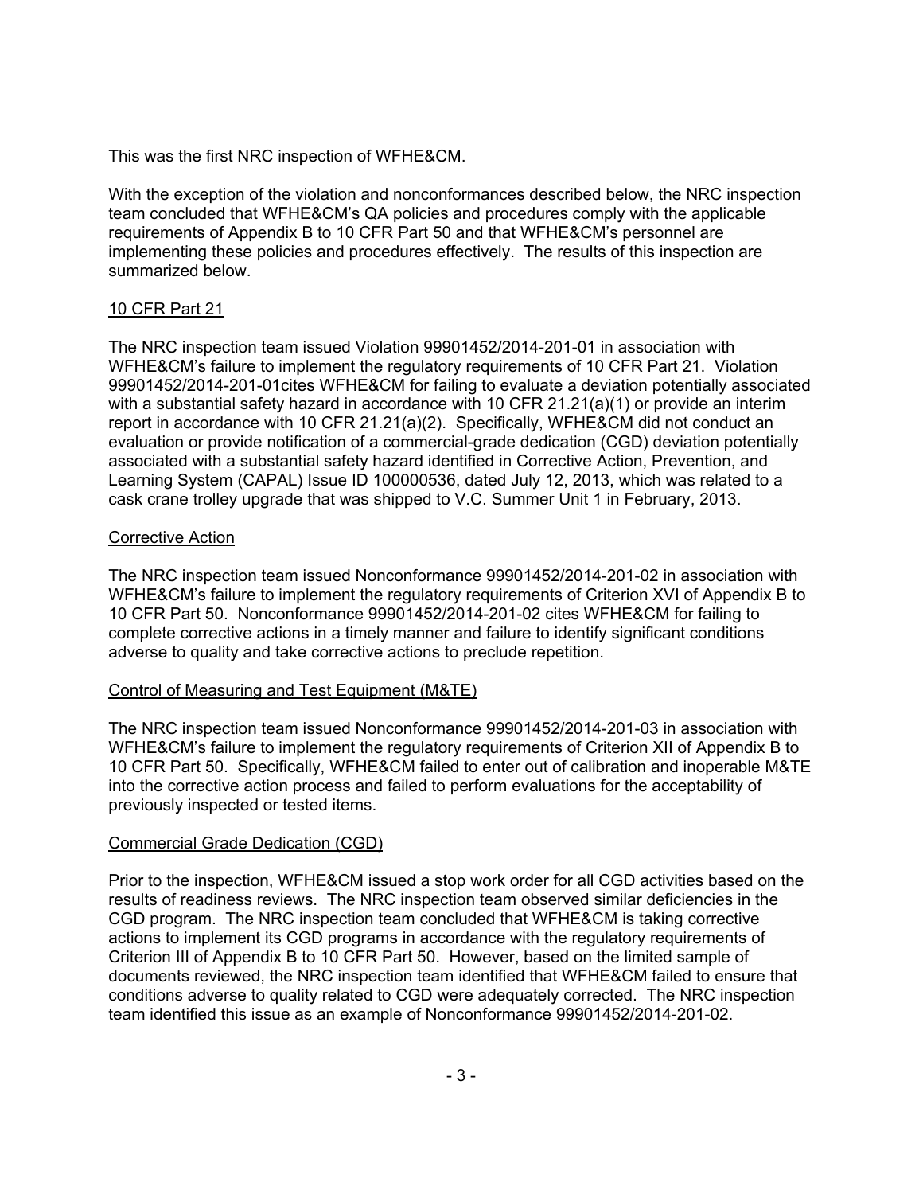This was the first NRC inspection of WFHE&CM.

With the exception of the violation and nonconformances described below, the NRC inspection team concluded that WFHE&CM's QA policies and procedures comply with the applicable requirements of Appendix B to 10 CFR Part 50 and that WFHE&CM's personnel are implementing these policies and procedures effectively. The results of this inspection are summarized below.

## 10 CFR Part 21

The NRC inspection team issued Violation 99901452/2014-201-01 in association with WFHE&CM's failure to implement the regulatory requirements of 10 CFR Part 21. Violation 99901452/2014-201-01cites WFHE&CM for failing to evaluate a deviation potentially associated with a substantial safety hazard in accordance with 10 CFR 21.21(a)(1) or provide an interim report in accordance with 10 CFR 21.21(a)(2). Specifically, WFHE&CM did not conduct an evaluation or provide notification of a commercial-grade dedication (CGD) deviation potentially associated with a substantial safety hazard identified in Corrective Action, Prevention, and Learning System (CAPAL) Issue ID 100000536, dated July 12, 2013, which was related to a cask crane trolley upgrade that was shipped to V.C. Summer Unit 1 in February, 2013.

## Corrective Action

The NRC inspection team issued Nonconformance 99901452/2014-201-02 in association with WFHE&CM's failure to implement the regulatory requirements of Criterion XVI of Appendix B to 10 CFR Part 50. Nonconformance 99901452/2014-201-02 cites WFHE&CM for failing to complete corrective actions in a timely manner and failure to identify significant conditions adverse to quality and take corrective actions to preclude repetition.

## Control of Measuring and Test Equipment (M&TE)

The NRC inspection team issued Nonconformance 99901452/2014-201-03 in association with WFHE&CM's failure to implement the regulatory requirements of Criterion XII of Appendix B to 10 CFR Part 50. Specifically, WFHE&CM failed to enter out of calibration and inoperable M&TE into the corrective action process and failed to perform evaluations for the acceptability of previously inspected or tested items.

## Commercial Grade Dedication (CGD)

Prior to the inspection, WFHE&CM issued a stop work order for all CGD activities based on the results of readiness reviews. The NRC inspection team observed similar deficiencies in the CGD program. The NRC inspection team concluded that WFHE&CM is taking corrective actions to implement its CGD programs in accordance with the regulatory requirements of Criterion III of Appendix B to 10 CFR Part 50. However, based on the limited sample of documents reviewed, the NRC inspection team identified that WFHE&CM failed to ensure that conditions adverse to quality related to CGD were adequately corrected. The NRC inspection team identified this issue as an example of Nonconformance 99901452/2014-201-02.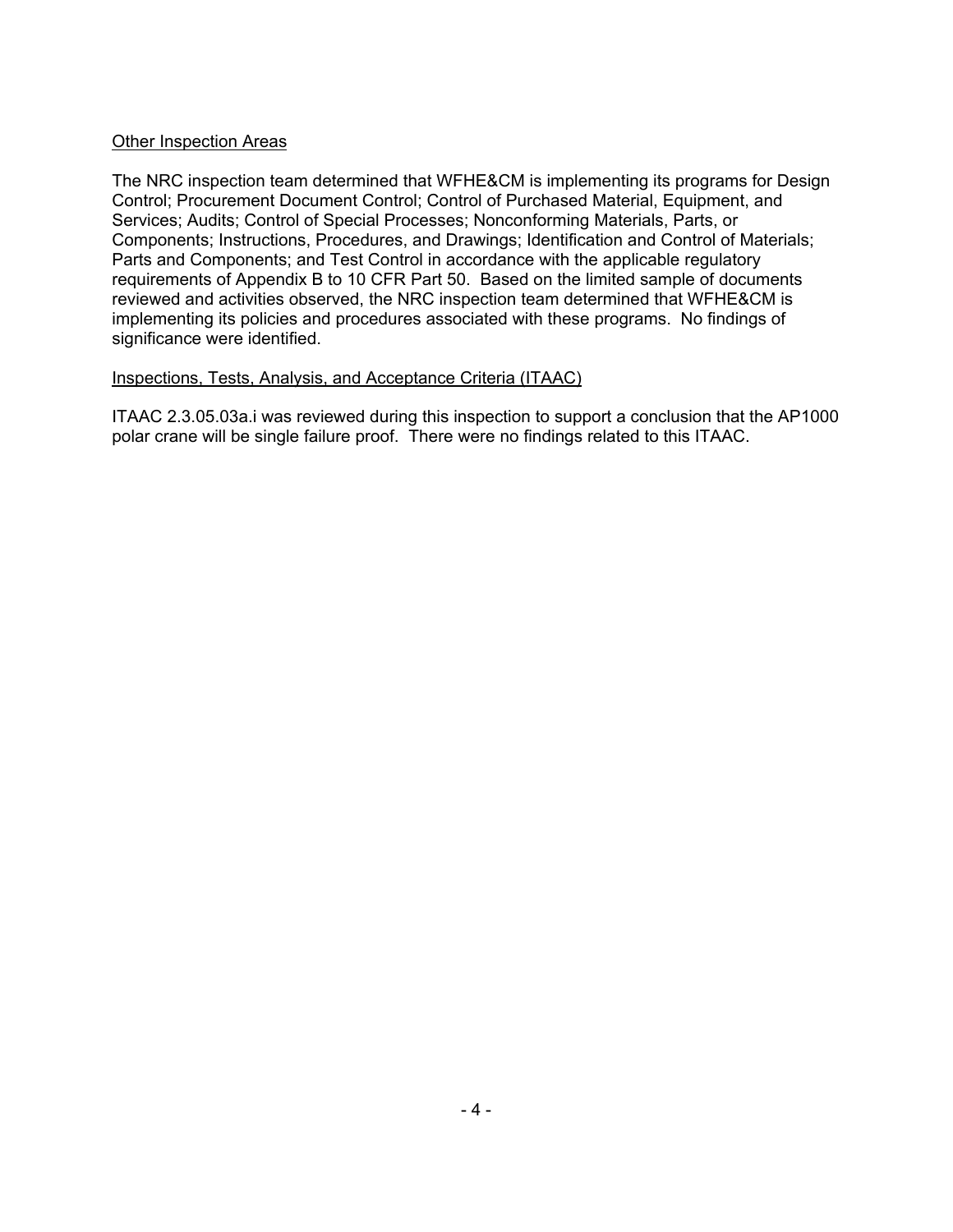## Other Inspection Areas

The NRC inspection team determined that WFHE&CM is implementing its programs for Design Control; Procurement Document Control; Control of Purchased Material, Equipment, and Services; Audits; Control of Special Processes; Nonconforming Materials, Parts, or Components; Instructions, Procedures, and Drawings; Identification and Control of Materials; Parts and Components; and Test Control in accordance with the applicable regulatory requirements of Appendix B to 10 CFR Part 50. Based on the limited sample of documents reviewed and activities observed, the NRC inspection team determined that WFHE&CM is implementing its policies and procedures associated with these programs. No findings of significance were identified.

## Inspections, Tests, Analysis, and Acceptance Criteria (ITAAC)

ITAAC 2.3.05.03a.i was reviewed during this inspection to support a conclusion that the AP1000 polar crane will be single failure proof. There were no findings related to this ITAAC.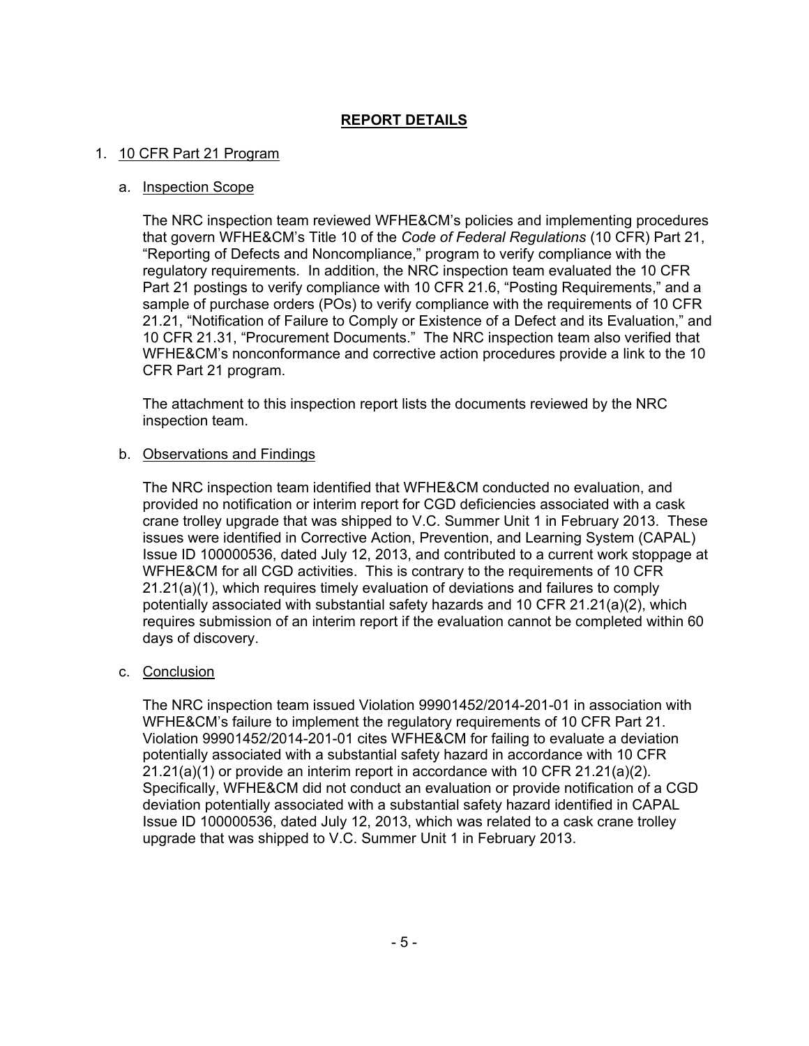# REPORT DETAILS

1. 10 CFR Part 21 Program

   a. Inspection Scope

   The NRC inspection team reviewed WFHE&CM's policies and implementing procedures that govern WFHE&CM's Title 10 of the *Code of Federal Regulations* (10 CFR) Part 21, "Reporting of Defects and Noncompliance," program to verify compliance with the regulatory requirements. In addition, the NRC inspection team evaluated the 10 CFR Part 21 postings to verify compliance with 10 CFR 21.6, "Posting Requirements," and a sample of purchase orders (POs) to verify compliance with the requirements of 10 CFR 21.21, "Notification of Failure to Comply or Existence of a Defect and its Evaluation," and 10 CFR 21.31, "Procurement Documents." The NRC inspection team also verified that WFHE&CM's nonconformance and corrective action procedures provide a link to the 10 CFR Part 21 program.

   The attachment to this inspection report lists the documents reviewed by the NRC inspection team.

   b. Observations and Findings

   The NRC inspection team identified that WFHE&CM conducted no evaluation, and provided no notification or interim report for CGD deficiencies associated with a cask crane trolley upgrade that was shipped to V.C. Summer Unit 1 in February 2013. These issues were identified in Corrective Action, Prevention, and Learning System (CAPAL) Issue ID 100000536, dated July 12, 2013, and contributed to a current work stoppage at WFHE&CM for all CGD activities. This is contrary to the requirements of 10 CFR 21.21(a)(1), which requires timely evaluation of deviations and failures to comply potentially associated with substantial safety hazards and 10 CFR 21.21(a)(2), which requires submission of an interim report if the evaluation cannot be completed within 60 days of discovery.

   c. Conclusion

   The NRC inspection team issued Violation 99901452/2014-201-01 in association with WFHE&CM's failure to implement the regulatory requirements of 10 CFR Part 21. Violation 99901452/2014-201-01 cites WFHE&CM for failing to evaluate a deviation potentially associated with a substantial safety hazard in accordance with 10 CFR 21.21(a)(1) or provide an interim report in accordance with 10 CFR 21.21(a)(2). Specifically, WFHE&CM did not conduct an evaluation or provide notification of a CGD deviation potentially associated with a substantial safety hazard identified in CAPAL Issue ID 100000536, dated July 12, 2013, which was related to a cask crane trolley upgrade that was shipped to V.C. Summer Unit 1 in February 2013.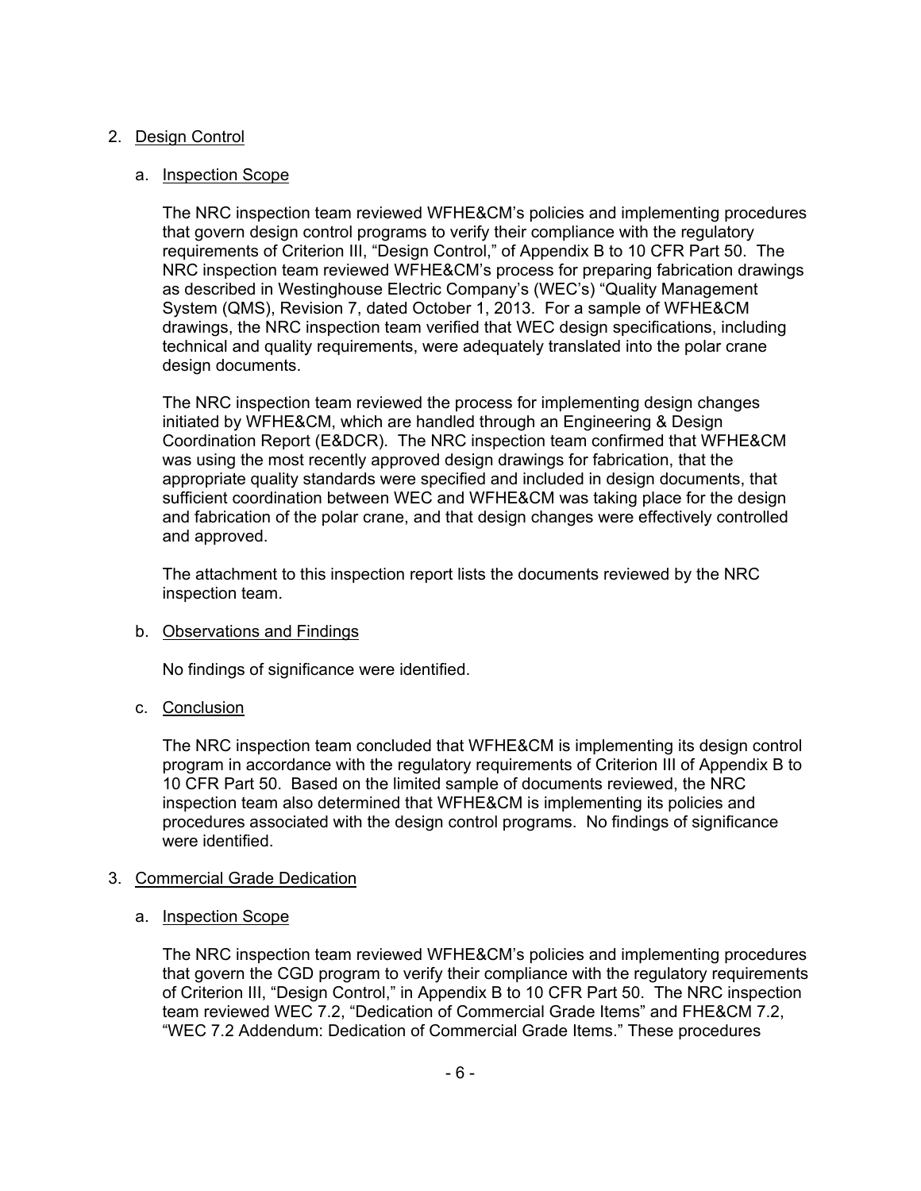2. Design Control

   a. Inspection Scope

   The NRC inspection team reviewed WFHE&CM's policies and implementing procedures that govern design control programs to verify their compliance with the regulatory requirements of Criterion III, "Design Control," of Appendix B to 10 CFR Part 50. The NRC inspection team reviewed WFHE&CM's process for preparing fabrication drawings as described in Westinghouse Electric Company's (WEC's) "Quality Management System (QMS), Revision 7, dated October 1, 2013. For a sample of WFHE&CM drawings, the NRC inspection team verified that WEC design specifications, including technical and quality requirements, were adequately translated into the polar crane design documents.

   The NRC inspection team reviewed the process for implementing design changes initiated by WFHE&CM, which are handled through an Engineering & Design Coordination Report (E&DCR). The NRC inspection team confirmed that WFHE&CM was using the most recently approved design drawings for fabrication, that the appropriate quality standards were specified and included in design documents, that sufficient coordination between WEC and WFHE&CM was taking place for the design and fabrication of the polar crane, and that design changes were effectively controlled and approved.

   The attachment to this inspection report lists the documents reviewed by the NRC inspection team.

   b. Observations and Findings

   No findings of significance were identified.

   c. Conclusion

   The NRC inspection team concluded that WFHE&CM is implementing its design control program in accordance with the regulatory requirements of Criterion III of Appendix B to 10 CFR Part 50. Based on the limited sample of documents reviewed, the NRC inspection team also determined that WFHE&CM is implementing its policies and procedures associated with the design control programs. No findings of significance were identified.

3. Commercial Grade Dedication

   a. Inspection Scope

   The NRC inspection team reviewed WFHE&CM's policies and implementing procedures that govern the CGD program to verify their compliance with the regulatory requirements of Criterion III, "Design Control," in Appendix B to 10 CFR Part 50. The NRC inspection team reviewed WEC 7.2, "Dedication of Commercial Grade Items" and FHE&CM 7.2, "WEC 7.2 Addendum: Dedication of Commercial Grade Items." These procedures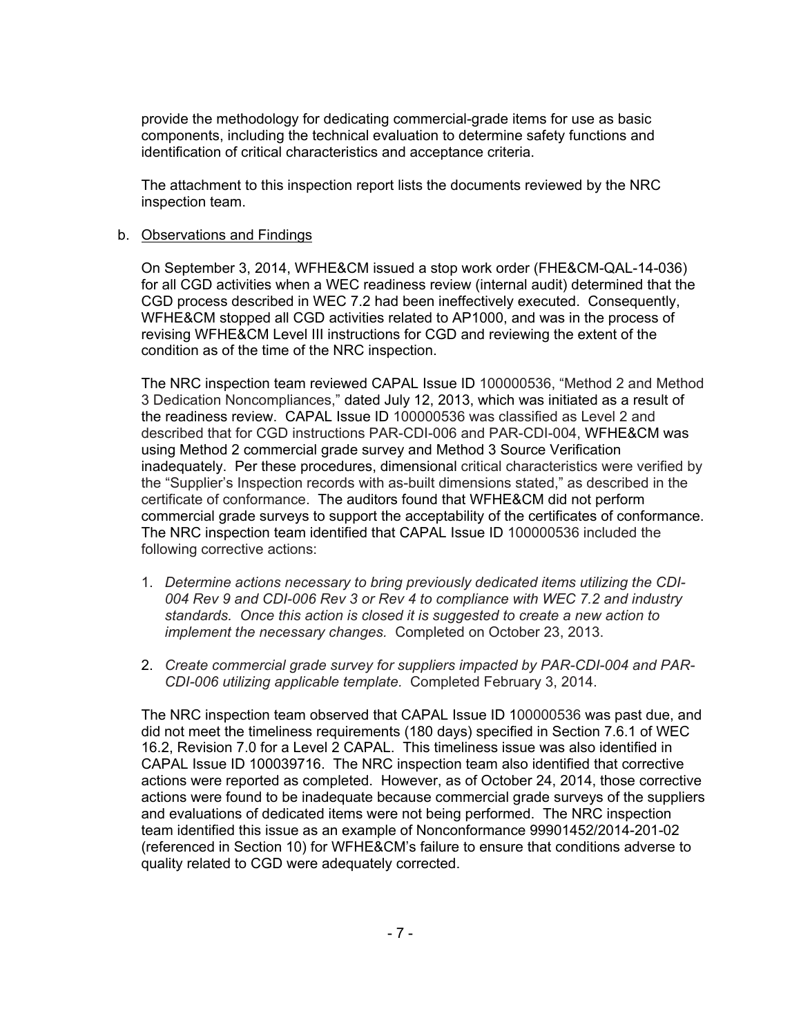provide the methodology for dedicating commercial-grade items for use as basic components, including the technical evaluation to determine safety functions and identification of critical characteristics and acceptance criteria.

The attachment to this inspection report lists the documents reviewed by the NRC inspection team.

b. Observations and Findings

On September 3, 2014, WFHE&CM issued a stop work order (FHE&CM-QAL-14-036) for all CGD activities when a WEC readiness review (internal audit) determined that the CGD process described in WEC 7.2 had been ineffectively executed. Consequently, WFHE&CM stopped all CGD activities related to AP1000, and was in the process of revising WFHE&CM Level III instructions for CGD and reviewing the extent of the condition as of the time of the NRC inspection.

The NRC inspection team reviewed CAPAL Issue ID 100000536, "Method 2 and Method 3 Dedication Noncompliances," dated July 12, 2013, which was initiated as a result of the readiness review. CAPAL Issue ID 100000536 was classified as Level 2 and described that for CGD instructions PAR-CDI-006 and PAR-CDI-004, WFHE&CM was using Method 2 commercial grade survey and Method 3 Source Verification inadequately. Per these procedures, dimensional critical characteristics were verified by the "Supplier's Inspection records with as-built dimensions stated," as described in the certificate of conformance. The auditors found that WFHE&CM did not perform commercial grade surveys to support the acceptability of the certificates of conformance. The NRC inspection team identified that CAPAL Issue ID 100000536 included the following corrective actions:

1. *Determine actions necessary to bring previously dedicated items utilizing the CDI-004 Rev 9 and CDI-006 Rev 3 or Rev 4 to compliance with WEC 7.2 and industry standards. Once this action is closed it is suggested to create a new action to implement the necessary changes.* Completed on October 23, 2013.

2. *Create commercial grade survey for suppliers impacted by PAR-CDI-004 and PAR-CDI-006 utilizing applicable template.* Completed February 3, 2014.

The NRC inspection team observed that CAPAL Issue ID 100000536 was past due, and did not meet the timeliness requirements (180 days) specified in Section 7.6.1 of WEC 16.2, Revision 7.0 for a Level 2 CAPAL. This timeliness issue was also identified in CAPAL Issue ID 100039716. The NRC inspection team also identified that corrective actions were reported as completed. However, as of October 24, 2014, those corrective actions were found to be inadequate because commercial grade surveys of the suppliers and evaluations of dedicated items were not being performed. The NRC inspection team identified this issue as an example of Nonconformance 99901452/2014-201-02 (referenced in Section 10) for WFHE&CM's failure to ensure that conditions adverse to quality related to CGD were adequately corrected.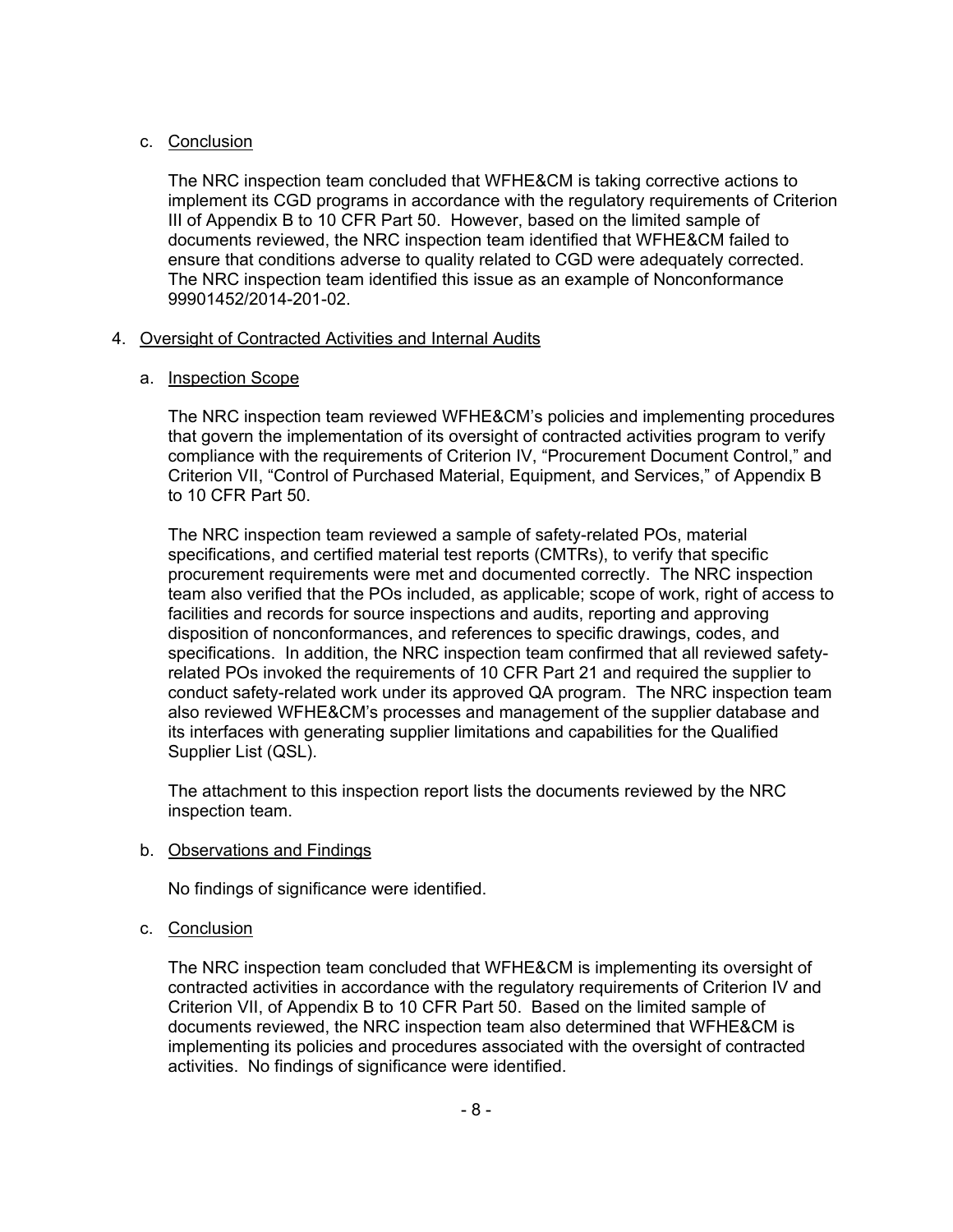c. Conclusion

The NRC inspection team concluded that WFHE&CM is taking corrective actions to implement its CGD programs in accordance with the regulatory requirements of Criterion III of Appendix B to 10 CFR Part 50. However, based on the limited sample of documents reviewed, the NRC inspection team identified that WFHE&CM failed to ensure that conditions adverse to quality related to CGD were adequately corrected. The NRC inspection team identified this issue as an example of Nonconformance 99901452/2014-201-02.

4. Oversight of Contracted Activities and Internal Audits

a. Inspection Scope

The NRC inspection team reviewed WFHE&CM's policies and implementing procedures that govern the implementation of its oversight of contracted activities program to verify compliance with the requirements of Criterion IV, "Procurement Document Control," and Criterion VII, "Control of Purchased Material, Equipment, and Services," of Appendix B to 10 CFR Part 50.

The NRC inspection team reviewed a sample of safety-related POs, material specifications, and certified material test reports (CMTRs), to verify that specific procurement requirements were met and documented correctly. The NRC inspection team also verified that the POs included, as applicable; scope of work, right of access to facilities and records for source inspections and audits, reporting and approving disposition of nonconformances, and references to specific drawings, codes, and specifications. In addition, the NRC inspection team confirmed that all reviewed safety-related POs invoked the requirements of 10 CFR Part 21 and required the supplier to conduct safety-related work under its approved QA program. The NRC inspection team also reviewed WFHE&CM's processes and management of the supplier database and its interfaces with generating supplier limitations and capabilities for the Qualified Supplier List (QSL).

The attachment to this inspection report lists the documents reviewed by the NRC inspection team.

b. Observations and Findings

No findings of significance were identified.

c. Conclusion

The NRC inspection team concluded that WFHE&CM is implementing its oversight of contracted activities in accordance with the regulatory requirements of Criterion IV and Criterion VII, of Appendix B to 10 CFR Part 50. Based on the limited sample of documents reviewed, the NRC inspection team also determined that WFHE&CM is implementing its policies and procedures associated with the oversight of contracted activities. No findings of significance were identified.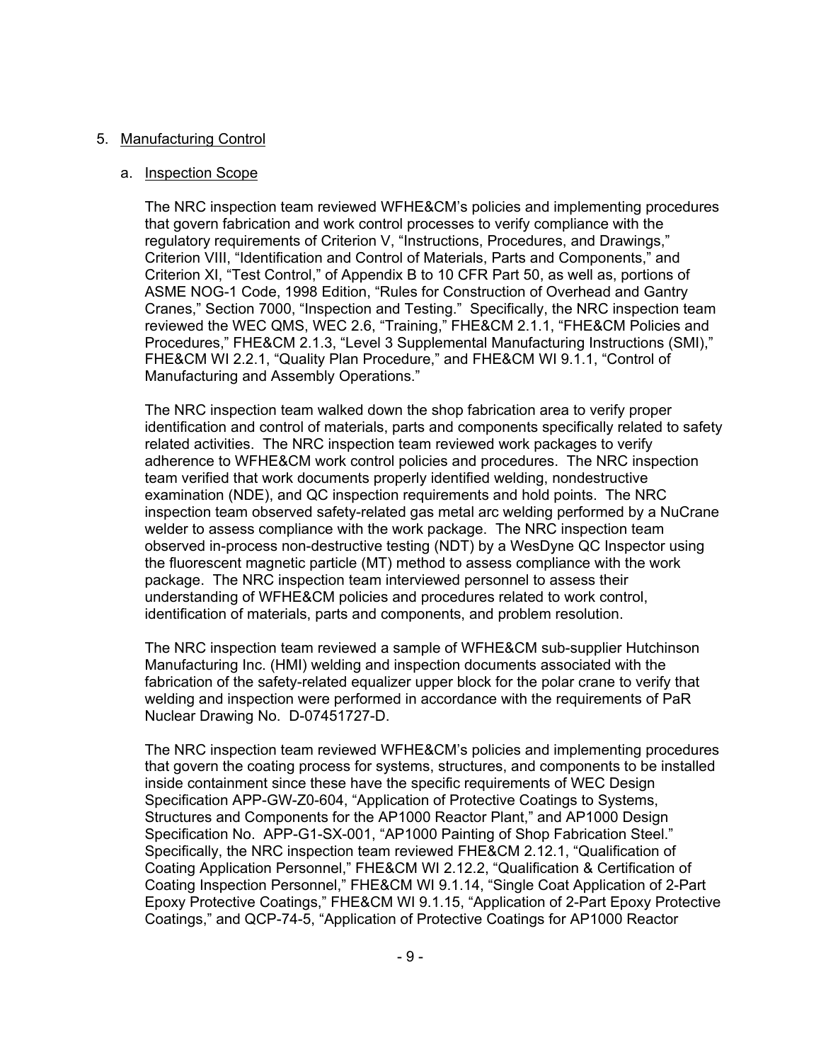5. Manufacturing Control

   a. Inspection Scope

      The NRC inspection team reviewed WFHE&CM's policies and implementing procedures that govern fabrication and work control processes to verify compliance with the regulatory requirements of Criterion V, "Instructions, Procedures, and Drawings," Criterion VIII, "Identification and Control of Materials, Parts and Components," and Criterion XI, "Test Control," of Appendix B to 10 CFR Part 50, as well as, portions of ASME NOG-1 Code, 1998 Edition, "Rules for Construction of Overhead and Gantry Cranes," Section 7000, "Inspection and Testing." Specifically, the NRC inspection team reviewed the WEC QMS, WEC 2.6, "Training," FHE&CM 2.1.1, "FHE&CM Policies and Procedures," FHE&CM 2.1.3, "Level 3 Supplemental Manufacturing Instructions (SMI)," FHE&CM WI 2.2.1, "Quality Plan Procedure," and FHE&CM WI 9.1.1, "Control of Manufacturing and Assembly Operations."

      The NRC inspection team walked down the shop fabrication area to verify proper identification and control of materials, parts and components specifically related to safety related activities. The NRC inspection team reviewed work packages to verify adherence to WFHE&CM work control policies and procedures. The NRC inspection team verified that work documents properly identified welding, nondestructive examination (NDE), and QC inspection requirements and hold points. The NRC inspection team observed safety-related gas metal arc welding performed by a NuCrane welder to assess compliance with the work package. The NRC inspection team observed in-process non-destructive testing (NDT) by a WesDyne QC Inspector using the fluorescent magnetic particle (MT) method to assess compliance with the work package. The NRC inspection team interviewed personnel to assess their understanding of WFHE&CM policies and procedures related to work control, identification of materials, parts and components, and problem resolution.

      The NRC inspection team reviewed a sample of WFHE&CM sub-supplier Hutchinson Manufacturing Inc. (HMI) welding and inspection documents associated with the fabrication of the safety-related equalizer upper block for the polar crane to verify that welding and inspection were performed in accordance with the requirements of PaR Nuclear Drawing No. D-07451727-D.

      The NRC inspection team reviewed WFHE&CM's policies and implementing procedures that govern the coating process for systems, structures, and components to be installed inside containment since these have the specific requirements of WEC Design Specification APP-GW-Z0-604, "Application of Protective Coatings to Systems, Structures and Components for the AP1000 Reactor Plant," and AP1000 Design Specification No. APP-G1-SX-001, "AP1000 Painting of Shop Fabrication Steel." Specifically, the NRC inspection team reviewed FHE&CM 2.12.1, "Qualification of Coating Application Personnel," FHE&CM WI 2.12.2, "Qualification & Certification of Coating Inspection Personnel," FHE&CM WI 9.1.14, "Single Coat Application of 2-Part Epoxy Protective Coatings," FHE&CM WI 9.1.15, "Application of 2-Part Epoxy Protective Coatings," and QCP-74-5, "Application of Protective Coatings for AP1000 Reactor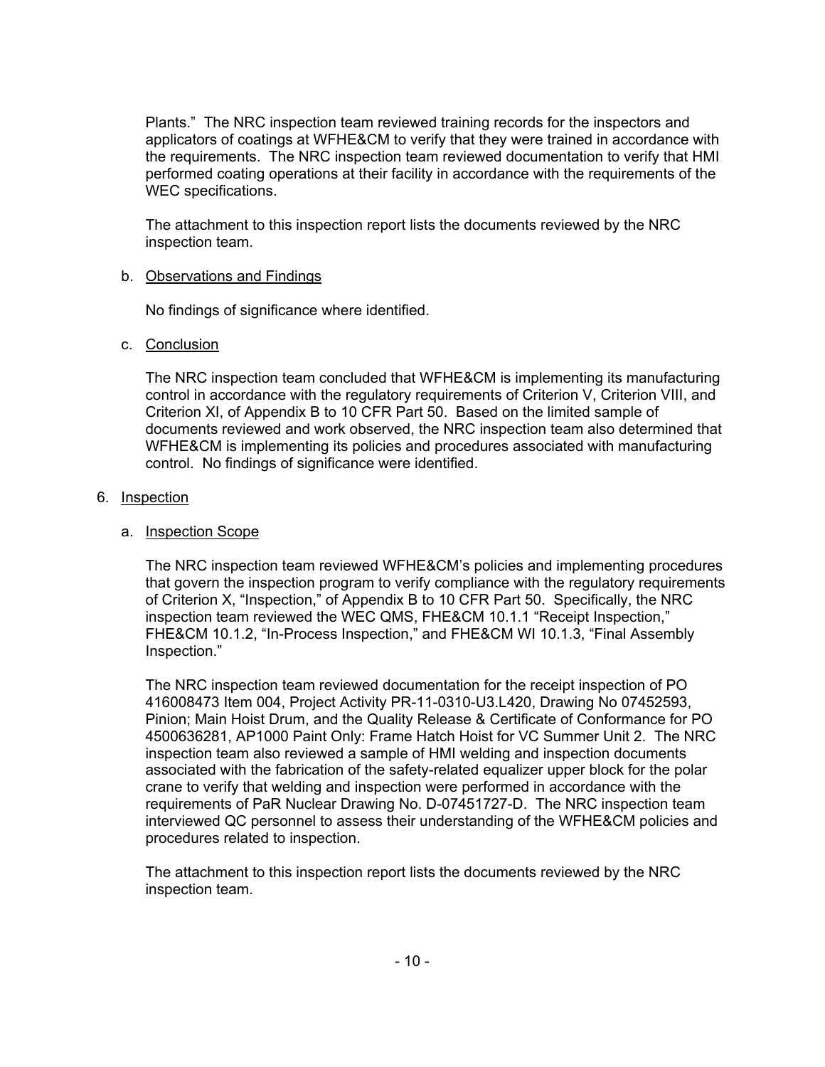Plants." The NRC inspection team reviewed training records for the inspectors and applicators of coatings at WFHE&CM to verify that they were trained in accordance with the requirements. The NRC inspection team reviewed documentation to verify that HMI performed coating operations at their facility in accordance with the requirements of the WEC specifications.

The attachment to this inspection report lists the documents reviewed by the NRC inspection team.

b. Observations and Findings

No findings of significance where identified.

c. Conclusion

The NRC inspection team concluded that WFHE&CM is implementing its manufacturing control in accordance with the regulatory requirements of Criterion V, Criterion VIII, and Criterion XI, of Appendix B to 10 CFR Part 50. Based on the limited sample of documents reviewed and work observed, the NRC inspection team also determined that WFHE&CM is implementing its policies and procedures associated with manufacturing control. No findings of significance were identified.

6. Inspection

a. Inspection Scope

The NRC inspection team reviewed WFHE&CM's policies and implementing procedures that govern the inspection program to verify compliance with the regulatory requirements of Criterion X, "Inspection," of Appendix B to 10 CFR Part 50. Specifically, the NRC inspection team reviewed the WEC QMS, FHE&CM 10.1.1 "Receipt Inspection," FHE&CM 10.1.2, "In-Process Inspection," and FHE&CM WI 10.1.3, "Final Assembly Inspection."

The NRC inspection team reviewed documentation for the receipt inspection of PO 416008473 Item 004, Project Activity PR-11-0310-U3.L420, Drawing No 07452593, Pinion; Main Hoist Drum, and the Quality Release & Certificate of Conformance for PO 4500636281, AP1000 Paint Only: Frame Hatch Hoist for VC Summer Unit 2. The NRC inspection team also reviewed a sample of HMI welding and inspection documents associated with the fabrication of the safety-related equalizer upper block for the polar crane to verify that welding and inspection were performed in accordance with the requirements of PaR Nuclear Drawing No. D-07451727-D. The NRC inspection team interviewed QC personnel to assess their understanding of the WFHE&CM policies and procedures related to inspection.

The attachment to this inspection report lists the documents reviewed by the NRC inspection team.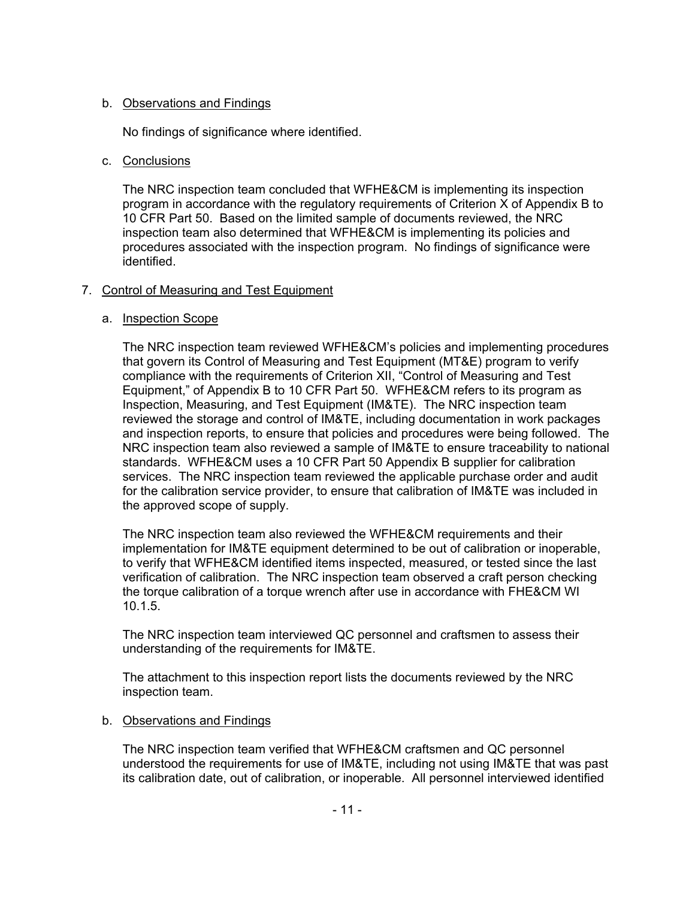b. Observations and Findings

   No findings of significance where identified.

c. Conclusions

   The NRC inspection team concluded that WFHE&CM is implementing its inspection program in accordance with the regulatory requirements of Criterion X of Appendix B to 10 CFR Part 50. Based on the limited sample of documents reviewed, the NRC inspection team also determined that WFHE&CM is implementing its policies and procedures associated with the inspection program. No findings of significance were identified.

7. Control of Measuring and Test Equipment

   a. Inspection Scope

   The NRC inspection team reviewed WFHE&CM's policies and implementing procedures that govern its Control of Measuring and Test Equipment (MT&E) program to verify compliance with the requirements of Criterion XII, "Control of Measuring and Test Equipment," of Appendix B to 10 CFR Part 50. WFHE&CM refers to its program as Inspection, Measuring, and Test Equipment (IM&TE). The NRC inspection team reviewed the storage and control of IM&TE, including documentation in work packages and inspection reports, to ensure that policies and procedures were being followed. The NRC inspection team also reviewed a sample of IM&TE to ensure traceability to national standards. WFHE&CM uses a 10 CFR Part 50 Appendix B supplier for calibration services. The NRC inspection team reviewed the applicable purchase order and audit for the calibration service provider, to ensure that calibration of IM&TE was included in the approved scope of supply.

   The NRC inspection team also reviewed the WFHE&CM requirements and their implementation for IM&TE equipment determined to be out of calibration or inoperable, to verify that WFHE&CM identified items inspected, measured, or tested since the last verification of calibration. The NRC inspection team observed a craft person checking the torque calibration of a torque wrench after use in accordance with FHE&CM WI 10.1.5.

   The NRC inspection team interviewed QC personnel and craftsmen to assess their understanding of the requirements for IM&TE.

   The attachment to this inspection report lists the documents reviewed by the NRC inspection team.

   b. Observations and Findings

   The NRC inspection team verified that WFHE&CM craftsmen and QC personnel understood the requirements for use of IM&TE, including not using IM&TE that was past its calibration date, out of calibration, or inoperable. All personnel interviewed identified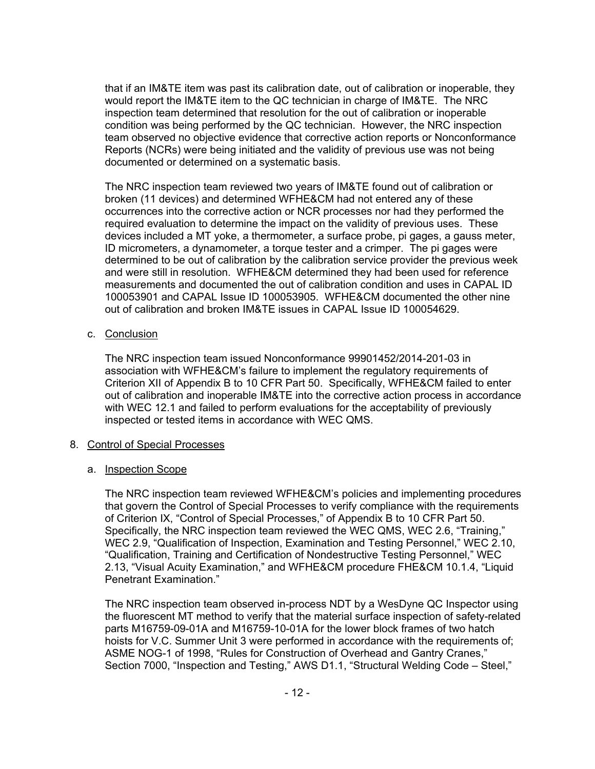that if an IM&TE item was past its calibration date, out of calibration or inoperable, they would report the IM&TE item to the QC technician in charge of IM&TE. The NRC inspection team determined that resolution for the out of calibration or inoperable condition was being performed by the QC technician. However, the NRC inspection team observed no objective evidence that corrective action reports or Nonconformance Reports (NCRs) were being initiated and the validity of previous use was not being documented or determined on a systematic basis.

The NRC inspection team reviewed two years of IM&TE found out of calibration or broken (11 devices) and determined WFHE&CM had not entered any of these occurrences into the corrective action or NCR processes nor had they performed the required evaluation to determine the impact on the validity of previous uses. These devices included a MT yoke, a thermometer, a surface probe, pi gages, a gauss meter, ID micrometers, a dynamometer, a torque tester and a crimper. The pi gages were determined to be out of calibration by the calibration service provider the previous week and were still in resolution. WFHE&CM determined they had been used for reference measurements and documented the out of calibration condition and uses in CAPAL ID 100053901 and CAPAL Issue ID 100053905. WFHE&CM documented the other nine out of calibration and broken IM&TE issues in CAPAL Issue ID 100054629.

c. Conclusion

The NRC inspection team issued Nonconformance 99901452/2014-201-03 in association with WFHE&CM's failure to implement the regulatory requirements of Criterion XII of Appendix B to 10 CFR Part 50. Specifically, WFHE&CM failed to enter out of calibration and inoperable IM&TE into the corrective action process in accordance with WEC 12.1 and failed to perform evaluations for the acceptability of previously inspected or tested items in accordance with WEC QMS.

## 8. Control of Special Processes

a. Inspection Scope

The NRC inspection team reviewed WFHE&CM's policies and implementing procedures that govern the Control of Special Processes to verify compliance with the requirements of Criterion IX, "Control of Special Processes," of Appendix B to 10 CFR Part 50. Specifically, the NRC inspection team reviewed the WEC QMS, WEC 2.6, "Training," WEC 2.9, "Qualification of Inspection, Examination and Testing Personnel," WEC 2.10, "Qualification, Training and Certification of Nondestructive Testing Personnel," WEC 2.13, "Visual Acuity Examination," and WFHE&CM procedure FHE&CM 10.1.4, "Liquid Penetrant Examination."

The NRC inspection team observed in-process NDT by a WesDyne QC Inspector using the fluorescent MT method to verify that the material surface inspection of safety-related parts M16759-09-01A and M16759-10-01A for the lower block frames of two hatch hoists for V.C. Summer Unit 3 were performed in accordance with the requirements of; ASME NOG-1 of 1998, "Rules for Construction of Overhead and Gantry Cranes," Section 7000, "Inspection and Testing," AWS D1.1, "Structural Welding Code – Steel,"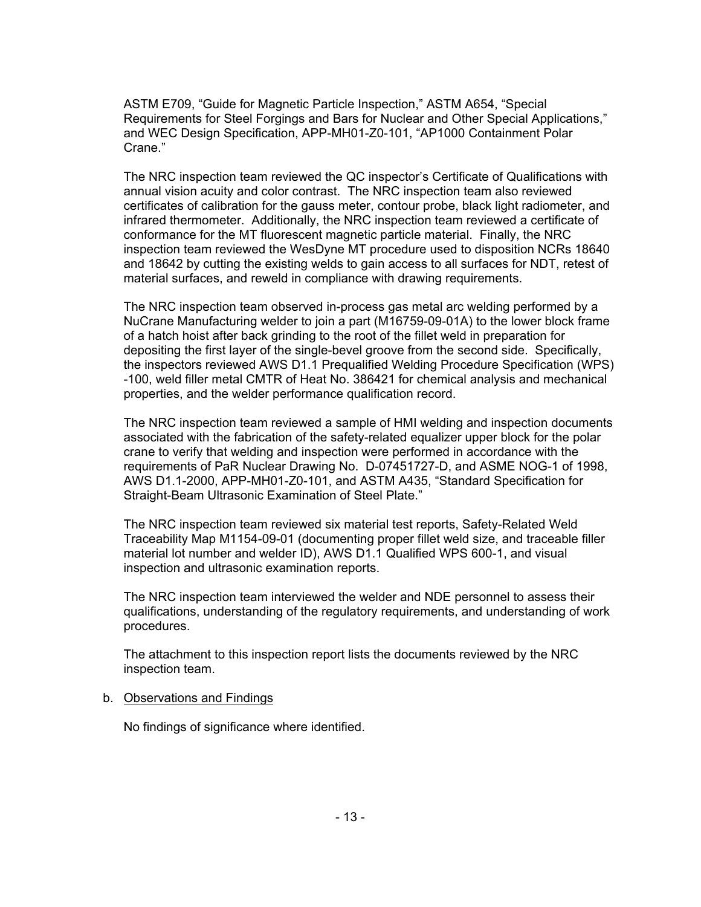ASTM E709, "Guide for Magnetic Particle Inspection," ASTM A654, "Special Requirements for Steel Forgings and Bars for Nuclear and Other Special Applications," and WEC Design Specification, APP-MH01-Z0-101, "AP1000 Containment Polar Crane."

The NRC inspection team reviewed the QC inspector's Certificate of Qualifications with annual vision acuity and color contrast. The NRC inspection team also reviewed certificates of calibration for the gauss meter, contour probe, black light radiometer, and infrared thermometer. Additionally, the NRC inspection team reviewed a certificate of conformance for the MT fluorescent magnetic particle material. Finally, the NRC inspection team reviewed the WesDyne MT procedure used to disposition NCRs 18640 and 18642 by cutting the existing welds to gain access to all surfaces for NDT, retest of material surfaces, and reweld in compliance with drawing requirements.

The NRC inspection team observed in-process gas metal arc welding performed by a NuCrane Manufacturing welder to join a part (M16759-09-01A) to the lower block frame of a hatch hoist after back grinding to the root of the fillet weld in preparation for depositing the first layer of the single-bevel groove from the second side. Specifically, the inspectors reviewed AWS D1.1 Prequalified Welding Procedure Specification (WPS) -100, weld filler metal CMTR of Heat No. 386421 for chemical analysis and mechanical properties, and the welder performance qualification record.

The NRC inspection team reviewed a sample of HMI welding and inspection documents associated with the fabrication of the safety-related equalizer upper block for the polar crane to verify that welding and inspection were performed in accordance with the requirements of PaR Nuclear Drawing No. D-07451727-D, and ASME NOG-1 of 1998, AWS D1.1-2000, APP-MH01-Z0-101, and ASTM A435, "Standard Specification for Straight-Beam Ultrasonic Examination of Steel Plate."

The NRC inspection team reviewed six material test reports, Safety-Related Weld Traceability Map M1154-09-01 (documenting proper fillet weld size, and traceable filler material lot number and welder ID), AWS D1.1 Qualified WPS 600-1, and visual inspection and ultrasonic examination reports.

The NRC inspection team interviewed the welder and NDE personnel to assess their qualifications, understanding of the regulatory requirements, and understanding of work procedures.

The attachment to this inspection report lists the documents reviewed by the NRC inspection team.

b. Observations and Findings

No findings of significance where identified.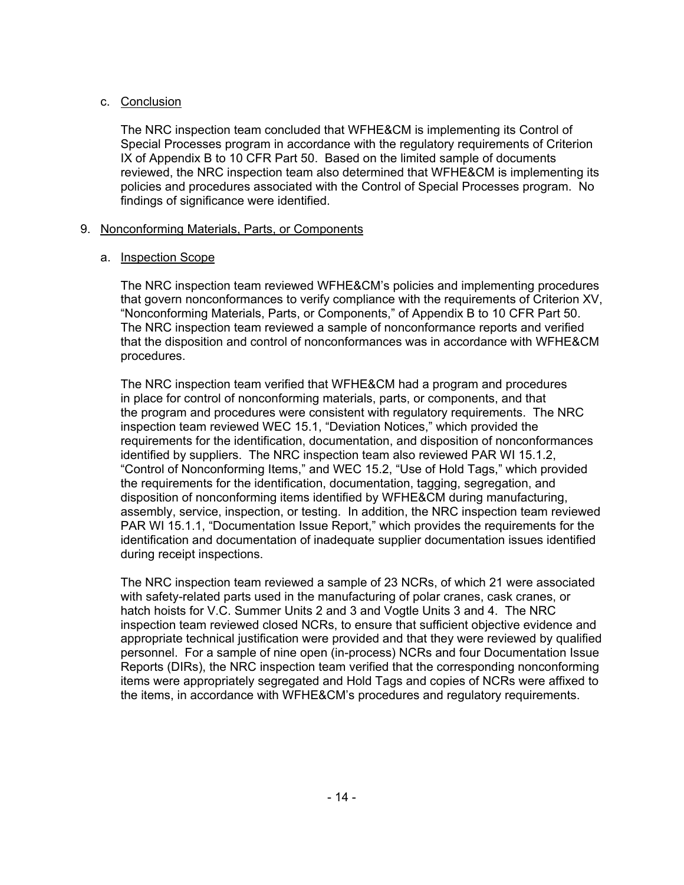c. Conclusion

The NRC inspection team concluded that WFHE&CM is implementing its Control of Special Processes program in accordance with the regulatory requirements of Criterion IX of Appendix B to 10 CFR Part 50. Based on the limited sample of documents reviewed, the NRC inspection team also determined that WFHE&CM is implementing its policies and procedures associated with the Control of Special Processes program. No findings of significance were identified.

9. Nonconforming Materials, Parts, or Components

a. Inspection Scope

The NRC inspection team reviewed WFHE&CM's policies and implementing procedures that govern nonconformances to verify compliance with the requirements of Criterion XV, "Nonconforming Materials, Parts, or Components," of Appendix B to 10 CFR Part 50. The NRC inspection team reviewed a sample of nonconformance reports and verified that the disposition and control of nonconformances was in accordance with WFHE&CM procedures.

The NRC inspection team verified that WFHE&CM had a program and procedures in place for control of nonconforming materials, parts, or components, and that the program and procedures were consistent with regulatory requirements. The NRC inspection team reviewed WEC 15.1, "Deviation Notices," which provided the requirements for the identification, documentation, and disposition of nonconformances identified by suppliers. The NRC inspection team also reviewed PAR WI 15.1.2, "Control of Nonconforming Items," and WEC 15.2, "Use of Hold Tags," which provided the requirements for the identification, documentation, tagging, segregation, and disposition of nonconforming items identified by WFHE&CM during manufacturing, assembly, service, inspection, or testing. In addition, the NRC inspection team reviewed PAR WI 15.1.1, "Documentation Issue Report," which provides the requirements for the identification and documentation of inadequate supplier documentation issues identified during receipt inspections.

The NRC inspection team reviewed a sample of 23 NCRs, of which 21 were associated with safety-related parts used in the manufacturing of polar cranes, cask cranes, or hatch hoists for V.C. Summer Units 2 and 3 and Vogtle Units 3 and 4. The NRC inspection team reviewed closed NCRs, to ensure that sufficient objective evidence and appropriate technical justification were provided and that they were reviewed by qualified personnel. For a sample of nine open (in-process) NCRs and four Documentation Issue Reports (DIRs), the NRC inspection team verified that the corresponding nonconforming items were appropriately segregated and Hold Tags and copies of NCRs were affixed to the items, in accordance with WFHE&CM's procedures and regulatory requirements.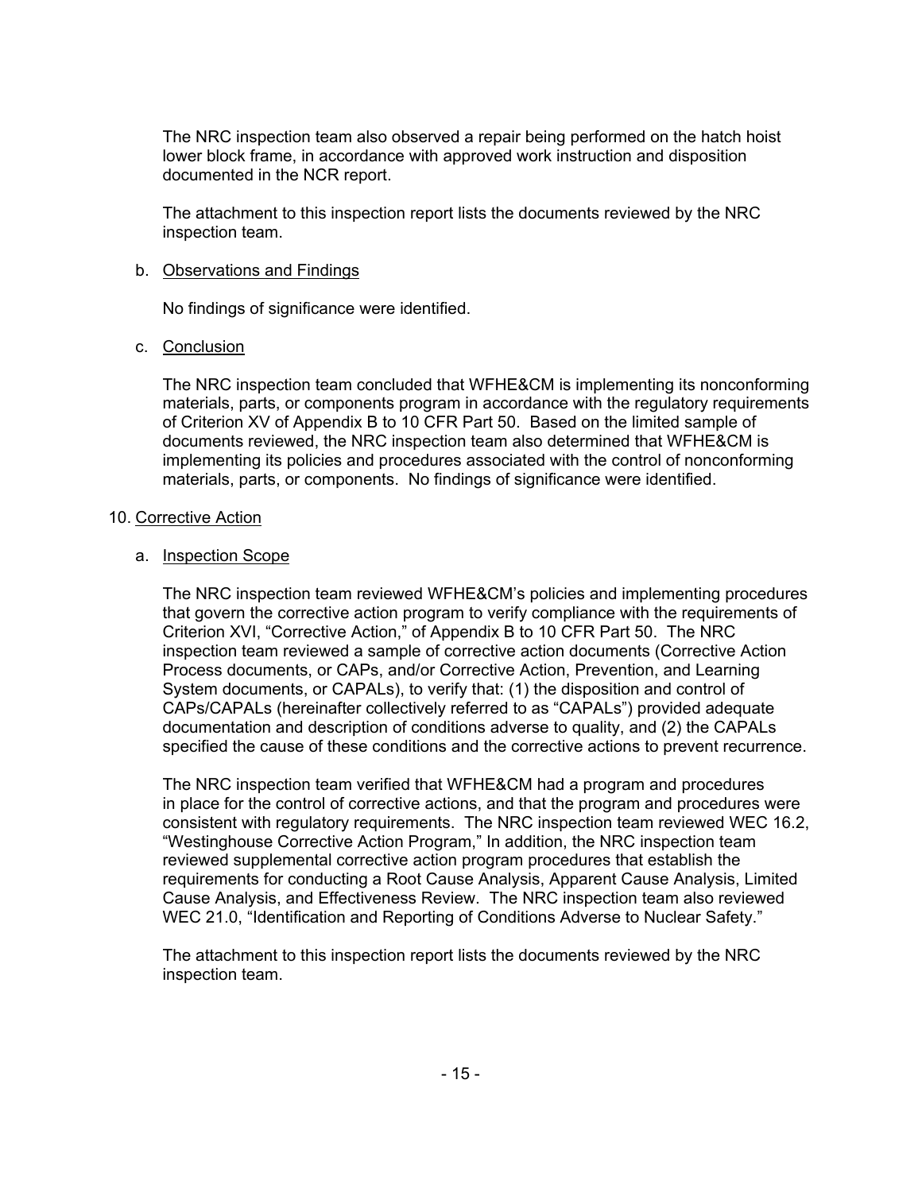The NRC inspection team also observed a repair being performed on the hatch hoist lower block frame, in accordance with approved work instruction and disposition documented in the NCR report.

The attachment to this inspection report lists the documents reviewed by the NRC inspection team.

b. Observations and Findings

No findings of significance were identified.

c. Conclusion

The NRC inspection team concluded that WFHE&CM is implementing its nonconforming materials, parts, or components program in accordance with the regulatory requirements of Criterion XV of Appendix B to 10 CFR Part 50. Based on the limited sample of documents reviewed, the NRC inspection team also determined that WFHE&CM is implementing its policies and procedures associated with the control of nonconforming materials, parts, or components. No findings of significance were identified.

## 10. Corrective Action

a. Inspection Scope

The NRC inspection team reviewed WFHE&CM's policies and implementing procedures that govern the corrective action program to verify compliance with the requirements of Criterion XVI, "Corrective Action," of Appendix B to 10 CFR Part 50. The NRC inspection team reviewed a sample of corrective action documents (Corrective Action Process documents, or CAPs, and/or Corrective Action, Prevention, and Learning System documents, or CAPALs), to verify that: (1) the disposition and control of CAPs/CAPALs (hereinafter collectively referred to as "CAPALs") provided adequate documentation and description of conditions adverse to quality, and (2) the CAPALs specified the cause of these conditions and the corrective actions to prevent recurrence.

The NRC inspection team verified that WFHE&CM had a program and procedures in place for the control of corrective actions, and that the program and procedures were consistent with regulatory requirements. The NRC inspection team reviewed WEC 16.2, "Westinghouse Corrective Action Program," In addition, the NRC inspection team reviewed supplemental corrective action program procedures that establish the requirements for conducting a Root Cause Analysis, Apparent Cause Analysis, Limited Cause Analysis, and Effectiveness Review. The NRC inspection team also reviewed WEC 21.0, "Identification and Reporting of Conditions Adverse to Nuclear Safety."

The attachment to this inspection report lists the documents reviewed by the NRC inspection team.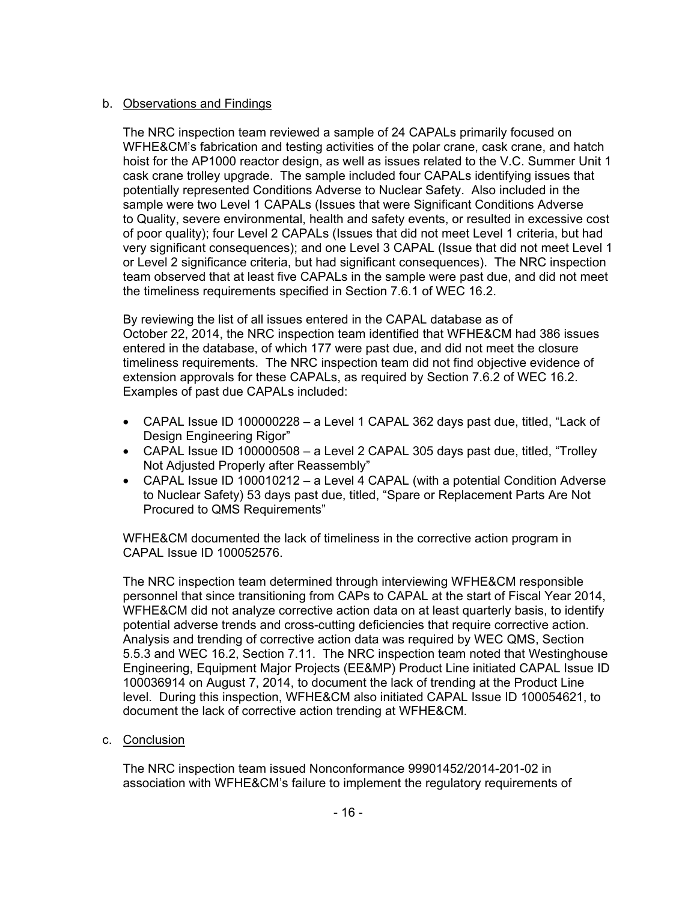b. Observations and Findings

The NRC inspection team reviewed a sample of 24 CAPALs primarily focused on WFHE&CM's fabrication and testing activities of the polar crane, cask crane, and hatch hoist for the AP1000 reactor design, as well as issues related to the V.C. Summer Unit 1 cask crane trolley upgrade. The sample included four CAPALs identifying issues that potentially represented Conditions Adverse to Nuclear Safety. Also included in the sample were two Level 1 CAPALs (Issues that were Significant Conditions Adverse to Quality, severe environmental, health and safety events, or resulted in excessive cost of poor quality); four Level 2 CAPALs (Issues that did not meet Level 1 criteria, but had very significant consequences); and one Level 3 CAPAL (Issue that did not meet Level 1 or Level 2 significance criteria, but had significant consequences). The NRC inspection team observed that at least five CAPALs in the sample were past due, and did not meet the timeliness requirements specified in Section 7.6.1 of WEC 16.2.

By reviewing the list of all issues entered in the CAPAL database as of October 22, 2014, the NRC inspection team identified that WFHE&CM had 386 issues entered in the database, of which 177 were past due, and did not meet the closure timeliness requirements. The NRC inspection team did not find objective evidence of extension approvals for these CAPALs, as required by Section 7.6.2 of WEC 16.2. Examples of past due CAPALs included:

- CAPAL Issue ID 100000228 – a Level 1 CAPAL 362 days past due, titled, "Lack of Design Engineering Rigor"
- CAPAL Issue ID 100000508 – a Level 2 CAPAL 305 days past due, titled, "Trolley Not Adjusted Properly after Reassembly"
- CAPAL Issue ID 100010212 – a Level 4 CAPAL (with a potential Condition Adverse to Nuclear Safety) 53 days past due, titled, "Spare or Replacement Parts Are Not Procured to QMS Requirements"

WFHE&CM documented the lack of timeliness in the corrective action program in CAPAL Issue ID 100052576.

The NRC inspection team determined through interviewing WFHE&CM responsible personnel that since transitioning from CAPs to CAPAL at the start of Fiscal Year 2014, WFHE&CM did not analyze corrective action data on at least quarterly basis, to identify potential adverse trends and cross-cutting deficiencies that require corrective action. Analysis and trending of corrective action data was required by WEC QMS, Section 5.5.3 and WEC 16.2, Section 7.11. The NRC inspection team noted that Westinghouse Engineering, Equipment Major Projects (EE&MP) Product Line initiated CAPAL Issue ID 100036914 on August 7, 2014, to document the lack of trending at the Product Line level. During this inspection, WFHE&CM also initiated CAPAL Issue ID 100054621, to document the lack of corrective action trending at WFHE&CM.

c. Conclusion

The NRC inspection team issued Nonconformance 99901452/2014-201-02 in association with WFHE&CM's failure to implement the regulatory requirements of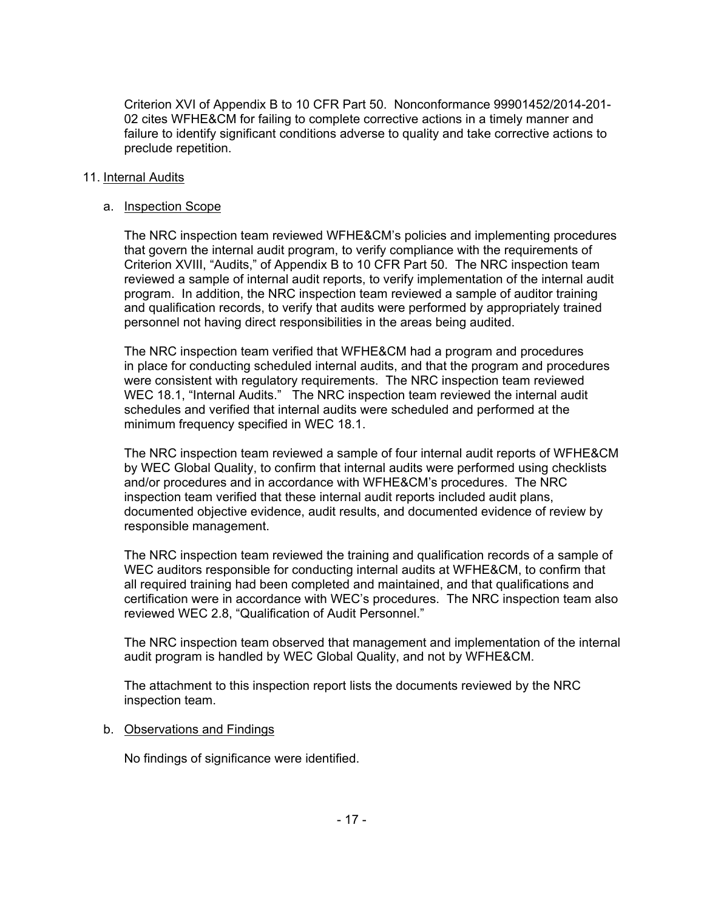Criterion XVI of Appendix B to 10 CFR Part 50. Nonconformance 99901452/2014-201-02 cites WFHE&CM for failing to complete corrective actions in a timely manner and failure to identify significant conditions adverse to quality and take corrective actions to preclude repetition.

## 11. Internal Audits

### a. Inspection Scope

The NRC inspection team reviewed WFHE&CM's policies and implementing procedures that govern the internal audit program, to verify compliance with the requirements of Criterion XVIII, "Audits," of Appendix B to 10 CFR Part 50. The NRC inspection team reviewed a sample of internal audit reports, to verify implementation of the internal audit program. In addition, the NRC inspection team reviewed a sample of auditor training and qualification records, to verify that audits were performed by appropriately trained personnel not having direct responsibilities in the areas being audited.

The NRC inspection team verified that WFHE&CM had a program and procedures in place for conducting scheduled internal audits, and that the program and procedures were consistent with regulatory requirements. The NRC inspection team reviewed WEC 18.1, "Internal Audits." The NRC inspection team reviewed the internal audit schedules and verified that internal audits were scheduled and performed at the minimum frequency specified in WEC 18.1.

The NRC inspection team reviewed a sample of four internal audit reports of WFHE&CM by WEC Global Quality, to confirm that internal audits were performed using checklists and/or procedures and in accordance with WFHE&CM's procedures. The NRC inspection team verified that these internal audit reports included audit plans, documented objective evidence, audit results, and documented evidence of review by responsible management.

The NRC inspection team reviewed the training and qualification records of a sample of WEC auditors responsible for conducting internal audits at WFHE&CM, to confirm that all required training had been completed and maintained, and that qualifications and certification were in accordance with WEC's procedures. The NRC inspection team also reviewed WEC 2.8, "Qualification of Audit Personnel."

The NRC inspection team observed that management and implementation of the internal audit program is handled by WEC Global Quality, and not by WFHE&CM.

The attachment to this inspection report lists the documents reviewed by the NRC inspection team.

### b. Observations and Findings

No findings of significance were identified.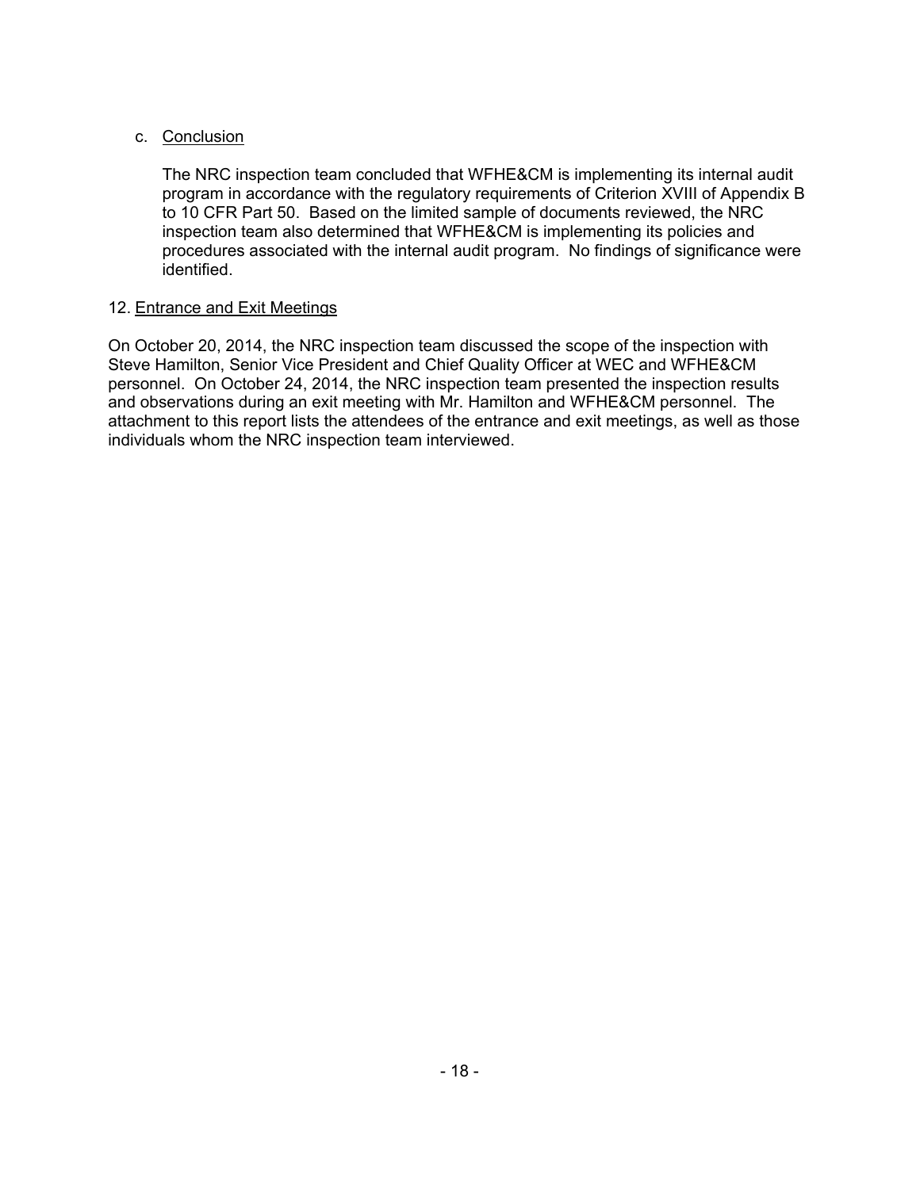c. Conclusion

The NRC inspection team concluded that WFHE&CM is implementing its internal audit program in accordance with the regulatory requirements of Criterion XVIII of Appendix B to 10 CFR Part 50. Based on the limited sample of documents reviewed, the NRC inspection team also determined that WFHE&CM is implementing its policies and procedures associated with the internal audit program. No findings of significance were identified.

12. Entrance and Exit Meetings

On October 20, 2014, the NRC inspection team discussed the scope of the inspection with Steve Hamilton, Senior Vice President and Chief Quality Officer at WEC and WFHE&CM personnel. On October 24, 2014, the NRC inspection team presented the inspection results and observations during an exit meeting with Mr. Hamilton and WFHE&CM personnel. The attachment to this report lists the attendees of the entrance and exit meetings, as well as those individuals whom the NRC inspection team interviewed.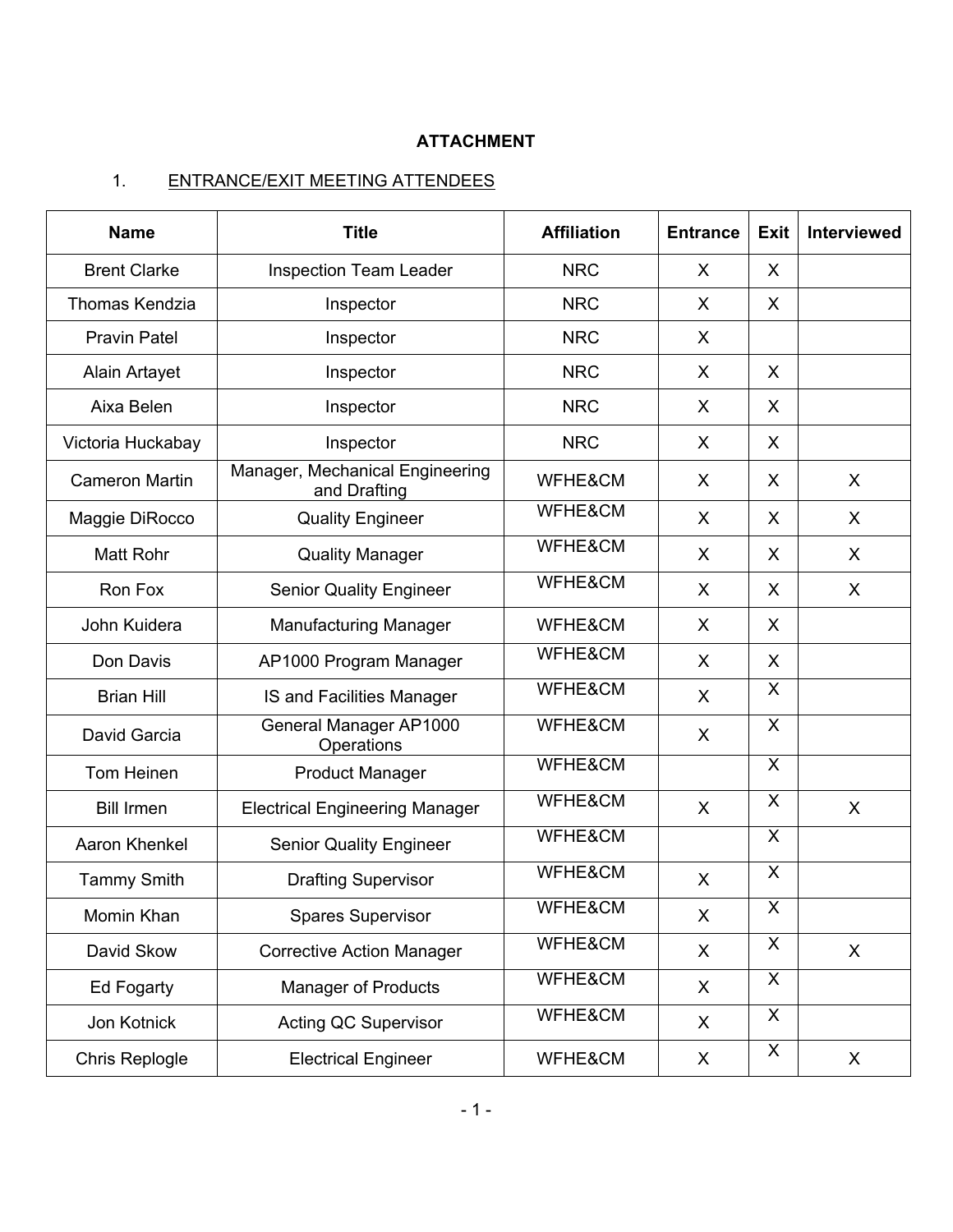**ATTACHMENT**

1. ENTRANCE/EXIT MEETING ATTENDEES

| Name | Title | Affiliation | Entrance | Exit | Interviewed |
|---|---|---|---|---|---|
| Brent Clarke | Inspection Team Leader | NRC | X | X | |
| Thomas Kendzia | Inspector | NRC | X | X | |
| Pravin Patel | Inspector | NRC | X | | |
| Alain Artayet | Inspector | NRC | X | X | |
| Aixa Belen | Inspector | NRC | X | X | |
| Victoria Huckabay | Inspector | NRC | X | X | |
| Cameron Martin | Manager, Mechanical Engineering and Drafting | WFHE&CM | X | X | X |
| Maggie DiRocco | Quality Engineer | WFHE&CM | X | X | X |
| Matt Rohr | Quality Manager | WFHE&CM | X | X | X |
| Ron Fox | Senior Quality Engineer | WFHE&CM | X | X | X |
| John Kuidera | Manufacturing Manager | WFHE&CM | X | X | |
| Don Davis | AP1000 Program Manager | WFHE&CM | X | X | |
| Brian Hill | IS and Facilities Manager | WFHE&CM | X | X | |
| David Garcia | General Manager AP1000 Operations | WFHE&CM | X | X | |
| Tom Heinen | Product Manager | WFHE&CM | | X | |
| Bill Irmen | Electrical Engineering Manager | WFHE&CM | X | X | X |
| Aaron Khenkel | Senior Quality Engineer | WFHE&CM | | X | |
| Tammy Smith | Drafting Supervisor | WFHE&CM | X | X | |
| Momin Khan | Spares Supervisor | WFHE&CM | X | X | |
| David Skow | Corrective Action Manager | WFHE&CM | X | X | X |
| Ed Fogarty | Manager of Products | WFHE&CM | X | X | |
| Jon Kotnick | Acting QC Supervisor | WFHE&CM | X | X | |
| Chris Replogle | Electrical Engineer | WFHE&CM | X | X | X |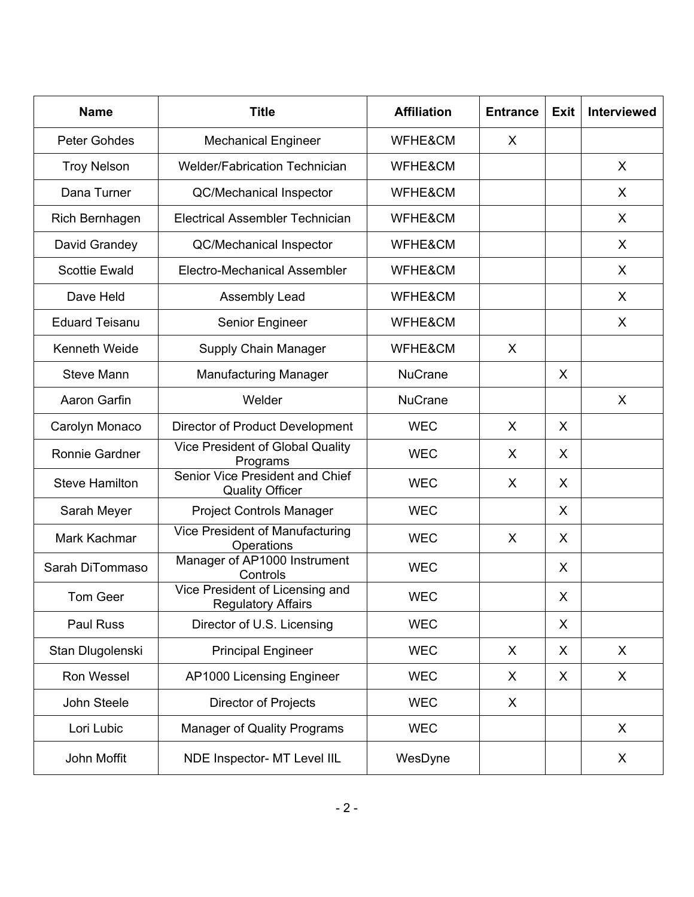| Name | Title | Affiliation | Entrance | Exit | Interviewed |
|---|---|---|---|---|---|
| Peter Gohdes | Mechanical Engineer | WFHE&CM | X | | |
| Troy Nelson | Welder/Fabrication Technician | WFHE&CM | | | X |
| Dana Turner | QC/Mechanical Inspector | WFHE&CM | | | X |
| Rich Bernhagen | Electrical Assembler Technician | WFHE&CM | | | X |
| David Grandey | QC/Mechanical Inspector | WFHE&CM | | | X |
| Scottie Ewald | Electro-Mechanical Assembler | WFHE&CM | | | X |
| Dave Held | Assembly Lead | WFHE&CM | | | X |
| Eduard Teisanu | Senior Engineer | WFHE&CM | | | X |
| Kenneth Weide | Supply Chain Manager | WFHE&CM | X | | |
| Steve Mann | Manufacturing Manager | NuCrane | | X | |
| Aaron Garfin | Welder | NuCrane | | | X |
| Carolyn Monaco | Director of Product Development | WEC | X | X | |
| Ronnie Gardner | Vice President of Global Quality Programs | WEC | X | X | |
| Steve Hamilton | Senior Vice President and Chief Quality Officer | WEC | X | X | |
| Sarah Meyer | Project Controls Manager | WEC | | X | |
| Mark Kachmar | Vice President of Manufacturing Operations | WEC | X | X | |
| Sarah DiTommaso | Manager of AP1000 Instrument Controls | WEC | | X | |
| Tom Geer | Vice President of Licensing and Regulatory Affairs | WEC | | X | |
| Paul Russ | Director of U.S. Licensing | WEC | | X | |
| Stan Dlugolenski | Principal Engineer | WEC | X | X | X |
| Ron Wessel | AP1000 Licensing Engineer | WEC | X | X | X |
| John Steele | Director of Projects | WEC | X | | |
| Lori Lubic | Manager of Quality Programs | WEC | | | X |
| John Moffit | NDE Inspector- MT Level IIL | WesDyne | | | X |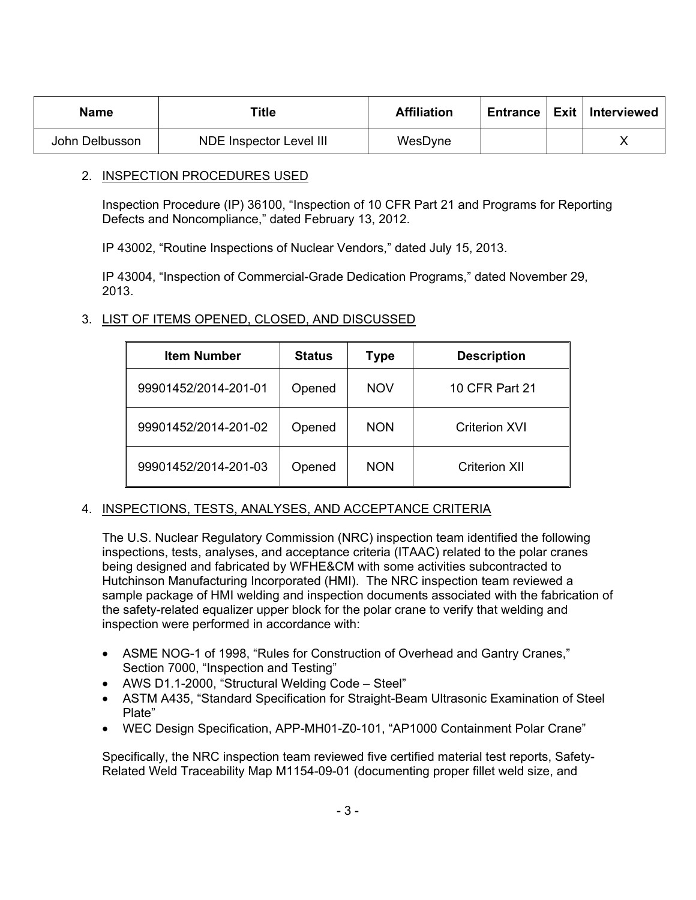| Name | Title | Affiliation | Entrance | Exit | Interviewed |
|---|---|---|---|---|---|
| John Delbusson | NDE Inspector Level III | WesDyne | | | X |

2. INSPECTION PROCEDURES USED

   Inspection Procedure (IP) 36100, "Inspection of 10 CFR Part 21 and Programs for Reporting Defects and Noncompliance," dated February 13, 2012.

   IP 43002, "Routine Inspections of Nuclear Vendors," dated July 15, 2013.

   IP 43004, "Inspection of Commercial-Grade Dedication Programs," dated November 29, 2013.

3. LIST OF ITEMS OPENED, CLOSED, AND DISCUSSED

| Item Number | Status | Type | Description |
|---|---|---|---|
| 99901452/2014-201-01 | Opened | NOV | 10 CFR Part 21 |
| 99901452/2014-201-02 | Opened | NON | Criterion XVI |
| 99901452/2014-201-03 | Opened | NON | Criterion XII |

4. INSPECTIONS, TESTS, ANALYSES, AND ACCEPTANCE CRITERIA

   The U.S. Nuclear Regulatory Commission (NRC) inspection team identified the following inspections, tests, analyses, and acceptance criteria (ITAAC) related to the polar cranes being designed and fabricated by WFHE&CM with some activities subcontracted to Hutchinson Manufacturing Incorporated (HMI). The NRC inspection team reviewed a sample package of HMI welding and inspection documents associated with the fabrication of the safety-related equalizer upper block for the polar crane to verify that welding and inspection were performed in accordance with:

   - ASME NOG-1 of 1998, "Rules for Construction of Overhead and Gantry Cranes," Section 7000, "Inspection and Testing"
   - AWS D1.1-2000, "Structural Welding Code – Steel"
   - ASTM A435, "Standard Specification for Straight-Beam Ultrasonic Examination of Steel Plate"
   - WEC Design Specification, APP-MH01-Z0-101, "AP1000 Containment Polar Crane"

   Specifically, the NRC inspection team reviewed five certified material test reports, Safety-Related Weld Traceability Map M1154-09-01 (documenting proper fillet weld size, and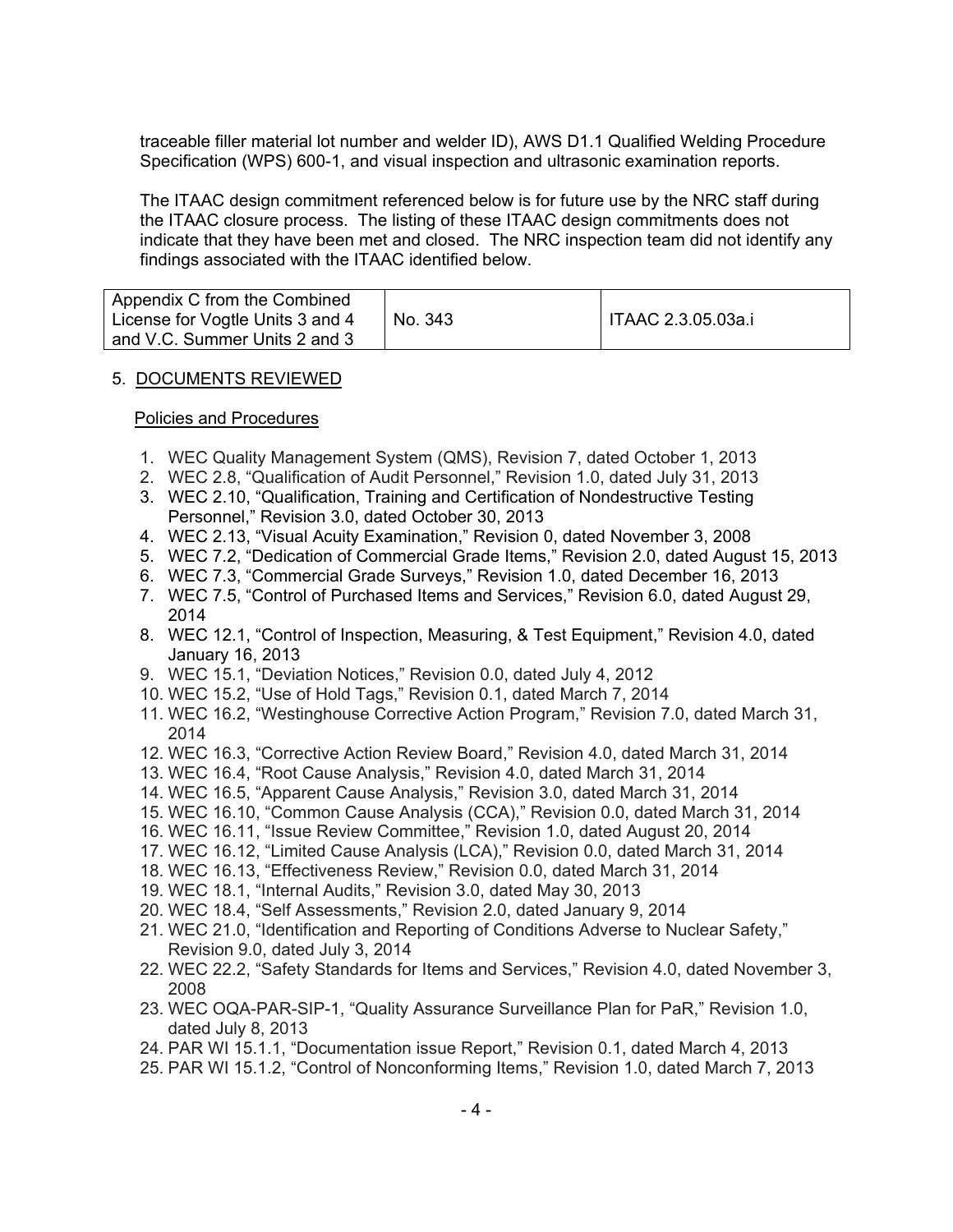traceable filler material lot number and welder ID), AWS D1.1 Qualified Welding Procedure Specification (WPS) 600-1, and visual inspection and ultrasonic examination reports.

The ITAAC design commitment referenced below is for future use by the NRC staff during the ITAAC closure process. The listing of these ITAAC design commitments does not indicate that they have been met and closed. The NRC inspection team did not identify any findings associated with the ITAAC identified below.

| Appendix C from the Combined License for Vogtle Units 3 and 4 and V.C. Summer Units 2 and 3 | No. 343 | ITAAC 2.3.05.03a.i |
|---|---|---|

## 5. DOCUMENTS REVIEWED

### Policies and Procedures

1. WEC Quality Management System (QMS), Revision 7, dated October 1, 2013
2. WEC 2.8, "Qualification of Audit Personnel," Revision 1.0, dated July 31, 2013
3. WEC 2.10, "Qualification, Training and Certification of Nondestructive Testing Personnel," Revision 3.0, dated October 30, 2013
4. WEC 2.13, "Visual Acuity Examination," Revision 0, dated November 3, 2008
5. WEC 7.2, "Dedication of Commercial Grade Items," Revision 2.0, dated August 15, 2013
6. WEC 7.3, "Commercial Grade Surveys," Revision 1.0, dated December 16, 2013
7. WEC 7.5, "Control of Purchased Items and Services," Revision 6.0, dated August 29, 2014
8. WEC 12.1, "Control of Inspection, Measuring, & Test Equipment," Revision 4.0, dated January 16, 2013
9. WEC 15.1, "Deviation Notices," Revision 0.0, dated July 4, 2012
10. WEC 15.2, "Use of Hold Tags," Revision 0.1, dated March 7, 2014
11. WEC 16.2, "Westinghouse Corrective Action Program," Revision 7.0, dated March 31, 2014
12. WEC 16.3, "Corrective Action Review Board," Revision 4.0, dated March 31, 2014
13. WEC 16.4, "Root Cause Analysis," Revision 4.0, dated March 31, 2014
14. WEC 16.5, "Apparent Cause Analysis," Revision 3.0, dated March 31, 2014
15. WEC 16.10, "Common Cause Analysis (CCA)," Revision 0.0, dated March 31, 2014
16. WEC 16.11, "Issue Review Committee," Revision 1.0, dated August 20, 2014
17. WEC 16.12, "Limited Cause Analysis (LCA)," Revision 0.0, dated March 31, 2014
18. WEC 16.13, "Effectiveness Review," Revision 0.0, dated March 31, 2014
19. WEC 18.1, "Internal Audits," Revision 3.0, dated May 30, 2013
20. WEC 18.4, "Self Assessments," Revision 2.0, dated January 9, 2014
21. WEC 21.0, "Identification and Reporting of Conditions Adverse to Nuclear Safety," Revision 9.0, dated July 3, 2014
22. WEC 22.2, "Safety Standards for Items and Services," Revision 4.0, dated November 3, 2008
23. WEC OQA-PAR-SIP-1, "Quality Assurance Surveillance Plan for PaR," Revision 1.0, dated July 8, 2013
24. PAR WI 15.1.1, "Documentation issue Report," Revision 0.1, dated March 4, 2013
25. PAR WI 15.1.2, "Control of Nonconforming Items," Revision 1.0, dated March 7, 2013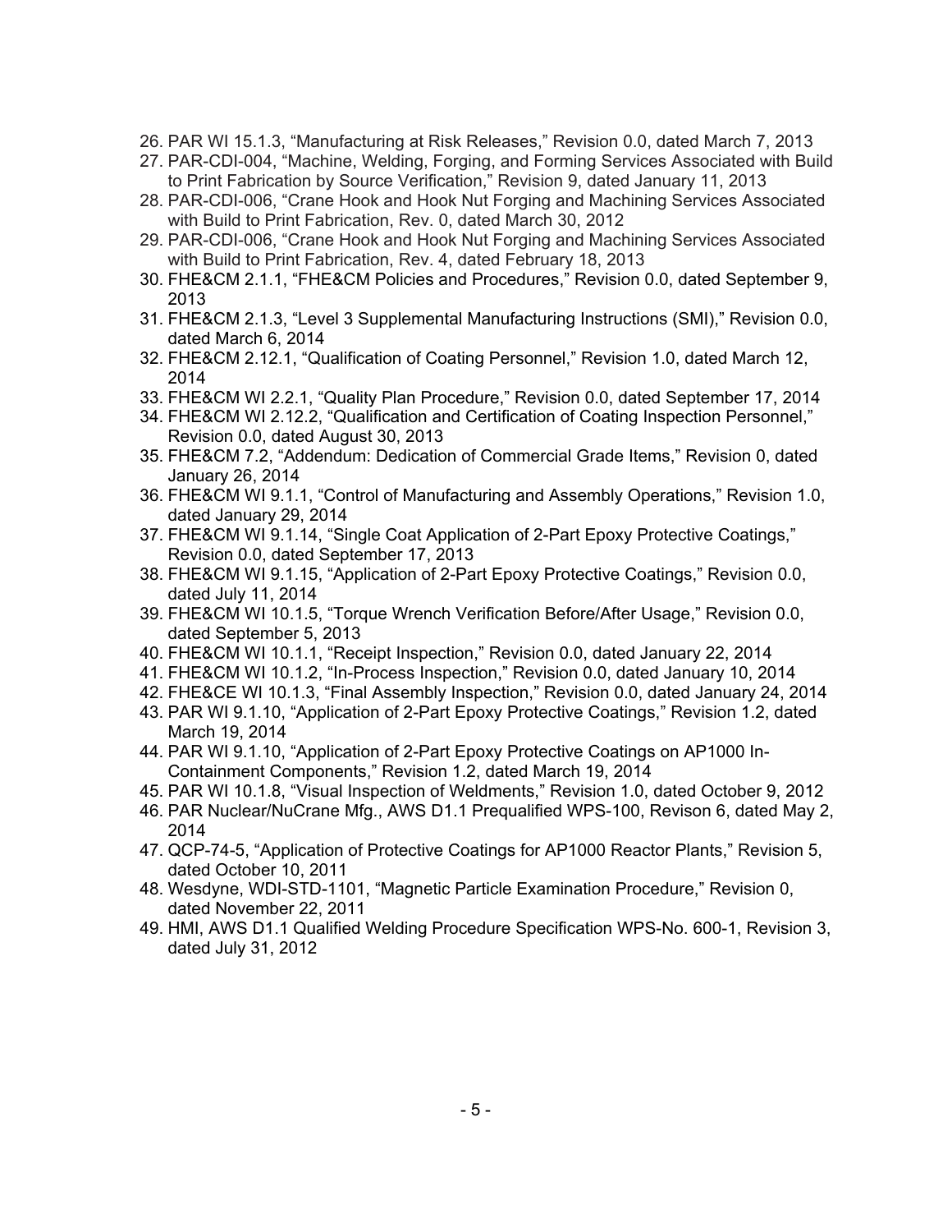26. PAR WI 15.1.3, “Manufacturing at Risk Releases,” Revision 0.0, dated March 7, 2013
27. PAR-CDI-004, “Machine, Welding, Forging, and Forming Services Associated with Build to Print Fabrication by Source Verification,” Revision 9, dated January 11, 2013
28. PAR-CDI-006, “Crane Hook and Hook Nut Forging and Machining Services Associated with Build to Print Fabrication, Rev. 0, dated March 30, 2012
29. PAR-CDI-006, “Crane Hook and Hook Nut Forging and Machining Services Associated with Build to Print Fabrication, Rev. 4, dated February 18, 2013
30. FHE&CM 2.1.1, “FHE&CM Policies and Procedures,” Revision 0.0, dated September 9, 2013
31. FHE&CM 2.1.3, “Level 3 Supplemental Manufacturing Instructions (SMI),” Revision 0.0, dated March 6, 2014
32. FHE&CM 2.12.1, “Qualification of Coating Personnel,” Revision 1.0, dated March 12, 2014
33. FHE&CM WI 2.2.1, “Quality Plan Procedure,” Revision 0.0, dated September 17, 2014
34. FHE&CM WI 2.12.2, “Qualification and Certification of Coating Inspection Personnel,” Revision 0.0, dated August 30, 2013
35. FHE&CM 7.2, “Addendum: Dedication of Commercial Grade Items,” Revision 0, dated January 26, 2014
36. FHE&CM WI 9.1.1, “Control of Manufacturing and Assembly Operations,” Revision 1.0, dated January 29, 2014
37. FHE&CM WI 9.1.14, “Single Coat Application of 2-Part Epoxy Protective Coatings,” Revision 0.0, dated September 17, 2013
38. FHE&CM WI 9.1.15, “Application of 2-Part Epoxy Protective Coatings,” Revision 0.0, dated July 11, 2014
39. FHE&CM WI 10.1.5, “Torque Wrench Verification Before/After Usage,” Revision 0.0, dated September 5, 2013
40. FHE&CM WI 10.1.1, “Receipt Inspection,” Revision 0.0, dated January 22, 2014
41. FHE&CM WI 10.1.2, “In-Process Inspection,” Revision 0.0, dated January 10, 2014
42. FHE&CE WI 10.1.3, “Final Assembly Inspection,” Revision 0.0, dated January 24, 2014
43. PAR WI 9.1.10, “Application of 2-Part Epoxy Protective Coatings,” Revision 1.2, dated March 19, 2014
44. PAR WI 9.1.10, “Application of 2-Part Epoxy Protective Coatings on AP1000 In-Containment Components,” Revision 1.2, dated March 19, 2014
45. PAR WI 10.1.8, “Visual Inspection of Weldments,” Revision 1.0, dated October 9, 2012
46. PAR Nuclear/NuCrane Mfg., AWS D1.1 Prequalified WPS-100, Revison 6, dated May 2, 2014
47. QCP-74-5, “Application of Protective Coatings for AP1000 Reactor Plants,” Revision 5, dated October 10, 2011
48. Wesdyne, WDI-STD-1101, “Magnetic Particle Examination Procedure,” Revision 0, dated November 22, 2011
49. HMI, AWS D1.1 Qualified Welding Procedure Specification WPS-No. 600-1, Revision 3, dated July 31, 2012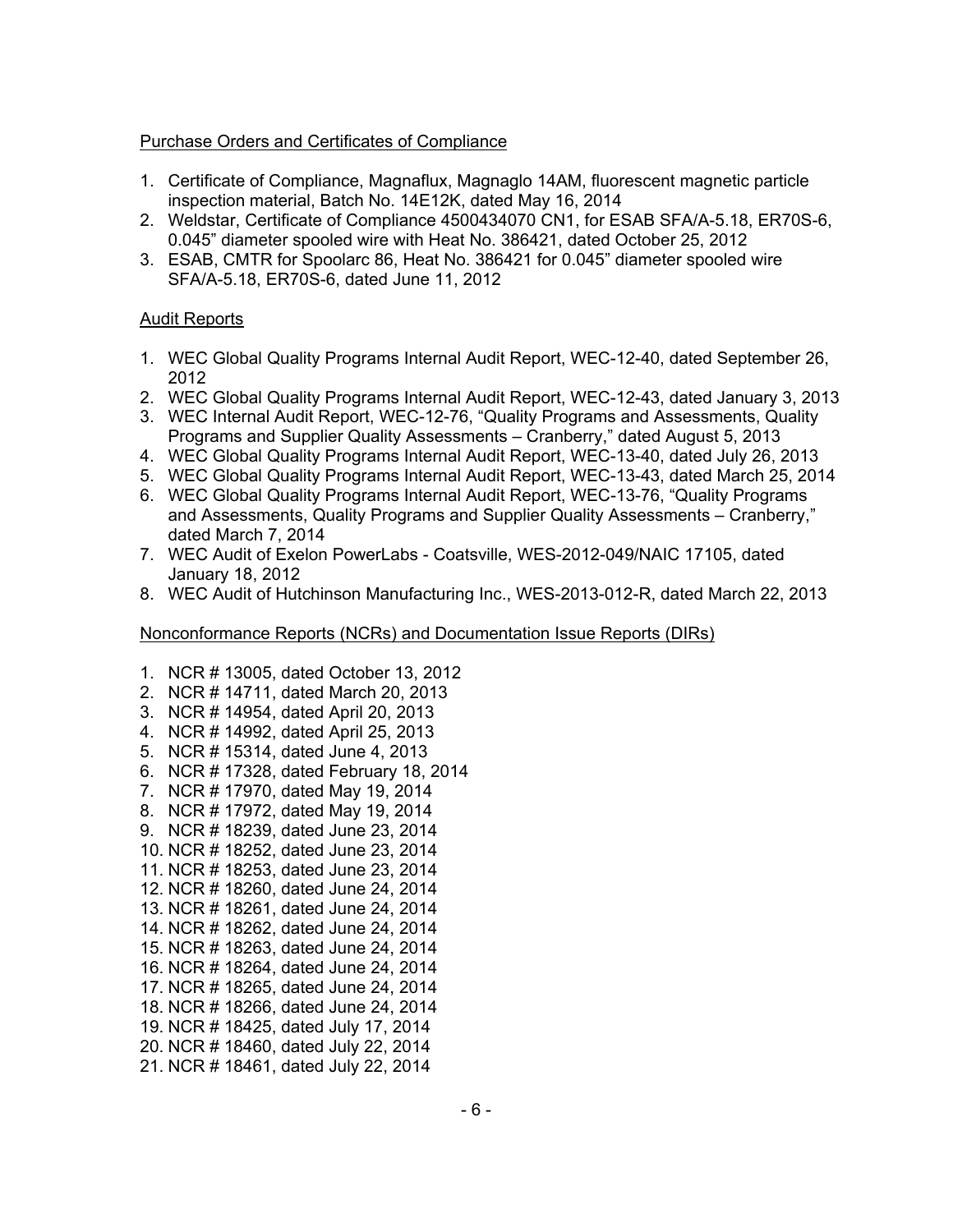Purchase Orders and Certificates of Compliance

1. Certificate of Compliance, Magnaflux, Magnaglo 14AM, fluorescent magnetic particle inspection material, Batch No. 14E12K, dated May 16, 2014
2. Weldstar, Certificate of Compliance 4500434070 CN1, for ESAB SFA/A-5.18, ER70S-6, 0.045" diameter spooled wire with Heat No. 386421, dated October 25, 2012
3. ESAB, CMTR for Spoolarc 86, Heat No. 386421 for 0.045" diameter spooled wire SFA/A-5.18, ER70S-6, dated June 11, 2012

Audit Reports

1. WEC Global Quality Programs Internal Audit Report, WEC-12-40, dated September 26, 2012
2. WEC Global Quality Programs Internal Audit Report, WEC-12-43, dated January 3, 2013
3. WEC Internal Audit Report, WEC-12-76, "Quality Programs and Assessments, Quality Programs and Supplier Quality Assessments – Cranberry," dated August 5, 2013
4. WEC Global Quality Programs Internal Audit Report, WEC-13-40, dated July 26, 2013
5. WEC Global Quality Programs Internal Audit Report, WEC-13-43, dated March 25, 2014
6. WEC Global Quality Programs Internal Audit Report, WEC-13-76, "Quality Programs and Assessments, Quality Programs and Supplier Quality Assessments – Cranberry," dated March 7, 2014
7. WEC Audit of Exelon PowerLabs - Coatsville, WES-2012-049/NAIC 17105, dated January 18, 2012
8. WEC Audit of Hutchinson Manufacturing Inc., WES-2013-012-R, dated March 22, 2013

Nonconformance Reports (NCRs) and Documentation Issue Reports (DIRs)

1. NCR # 13005, dated October 13, 2012
2. NCR # 14711, dated March 20, 2013
3. NCR # 14954, dated April 20, 2013
4. NCR # 14992, dated April 25, 2013
5. NCR # 15314, dated June 4, 2013
6. NCR # 17328, dated February 18, 2014
7. NCR # 17970, dated May 19, 2014
8. NCR # 17972, dated May 19, 2014
9. NCR # 18239, dated June 23, 2014
10. NCR # 18252, dated June 23, 2014
11. NCR # 18253, dated June 23, 2014
12. NCR # 18260, dated June 24, 2014
13. NCR # 18261, dated June 24, 2014
14. NCR # 18262, dated June 24, 2014
15. NCR # 18263, dated June 24, 2014
16. NCR # 18264, dated June 24, 2014
17. NCR # 18265, dated June 24, 2014
18. NCR # 18266, dated June 24, 2014
19. NCR # 18425, dated July 17, 2014
20. NCR # 18460, dated July 22, 2014
21. NCR # 18461, dated July 22, 2014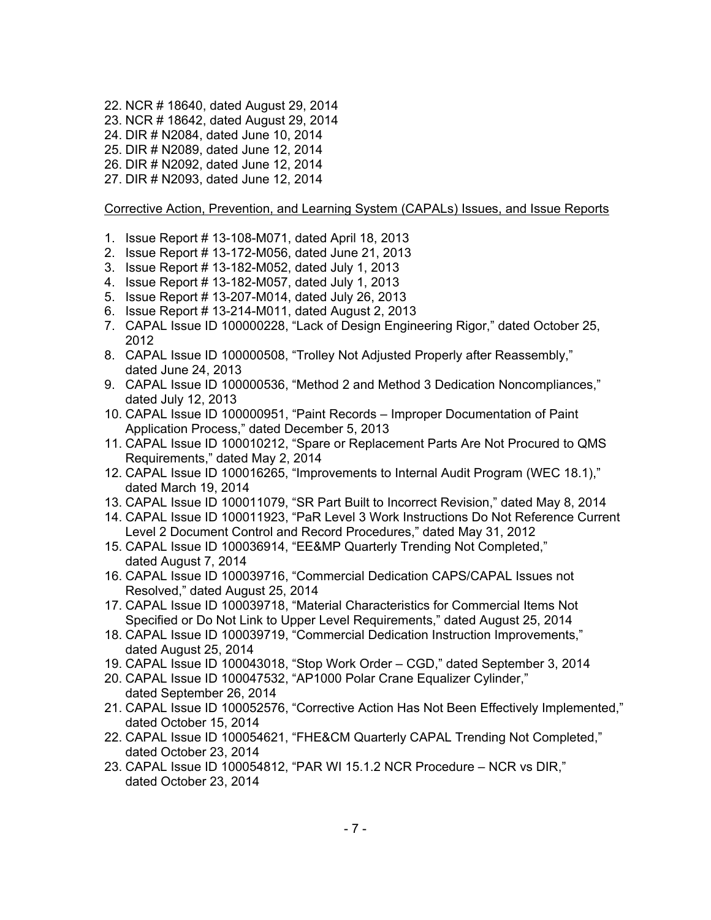22. NCR # 18640, dated August 29, 2014
23. NCR # 18642, dated August 29, 2014
24. DIR # N2084, dated June 10, 2014
25. DIR # N2089, dated June 12, 2014
26. DIR # N2092, dated June 12, 2014
27. DIR # N2093, dated June 12, 2014

Corrective Action, Prevention, and Learning System (CAPALs) Issues, and Issue Reports

1. Issue Report # 13-108-M071, dated April 18, 2013
2. Issue Report # 13-172-M056, dated June 21, 2013
3. Issue Report # 13-182-M052, dated July 1, 2013
4. Issue Report # 13-182-M057, dated July 1, 2013
5. Issue Report # 13-207-M014, dated July 26, 2013
6. Issue Report # 13-214-M011, dated August 2, 2013
7. CAPAL Issue ID 100000228, “Lack of Design Engineering Rigor,” dated October 25, 2012
8. CAPAL Issue ID 100000508, “Trolley Not Adjusted Properly after Reassembly,” dated June 24, 2013
9. CAPAL Issue ID 100000536, “Method 2 and Method 3 Dedication Noncompliances,” dated July 12, 2013
10. CAPAL Issue ID 100000951, “Paint Records – Improper Documentation of Paint Application Process,” dated December 5, 2013
11. CAPAL Issue ID 100010212, “Spare or Replacement Parts Are Not Procured to QMS Requirements,” dated May 2, 2014
12. CAPAL Issue ID 100016265, “Improvements to Internal Audit Program (WEC 18.1),” dated March 19, 2014
13. CAPAL Issue ID 100011079, “SR Part Built to Incorrect Revision,” dated May 8, 2014
14. CAPAL Issue ID 100011923, “PaR Level 3 Work Instructions Do Not Reference Current Level 2 Document Control and Record Procedures,” dated May 31, 2012
15. CAPAL Issue ID 100036914, “EE&MP Quarterly Trending Not Completed,” dated August 7, 2014
16. CAPAL Issue ID 100039716, “Commercial Dedication CAPS/CAPAL Issues not Resolved,” dated August 25, 2014
17. CAPAL Issue ID 100039718, “Material Characteristics for Commercial Items Not Specified or Do Not Link to Upper Level Requirements,” dated August 25, 2014
18. CAPAL Issue ID 100039719, “Commercial Dedication Instruction Improvements,” dated August 25, 2014
19. CAPAL Issue ID 100043018, “Stop Work Order – CGD,” dated September 3, 2014
20. CAPAL Issue ID 100047532, “AP1000 Polar Crane Equalizer Cylinder,” dated September 26, 2014
21. CAPAL Issue ID 100052576, “Corrective Action Has Not Been Effectively Implemented,” dated October 15, 2014
22. CAPAL Issue ID 100054621, “FHE&CM Quarterly CAPAL Trending Not Completed,” dated October 23, 2014
23. CAPAL Issue ID 100054812, “PAR WI 15.1.2 NCR Procedure – NCR vs DIR,” dated October 23, 2014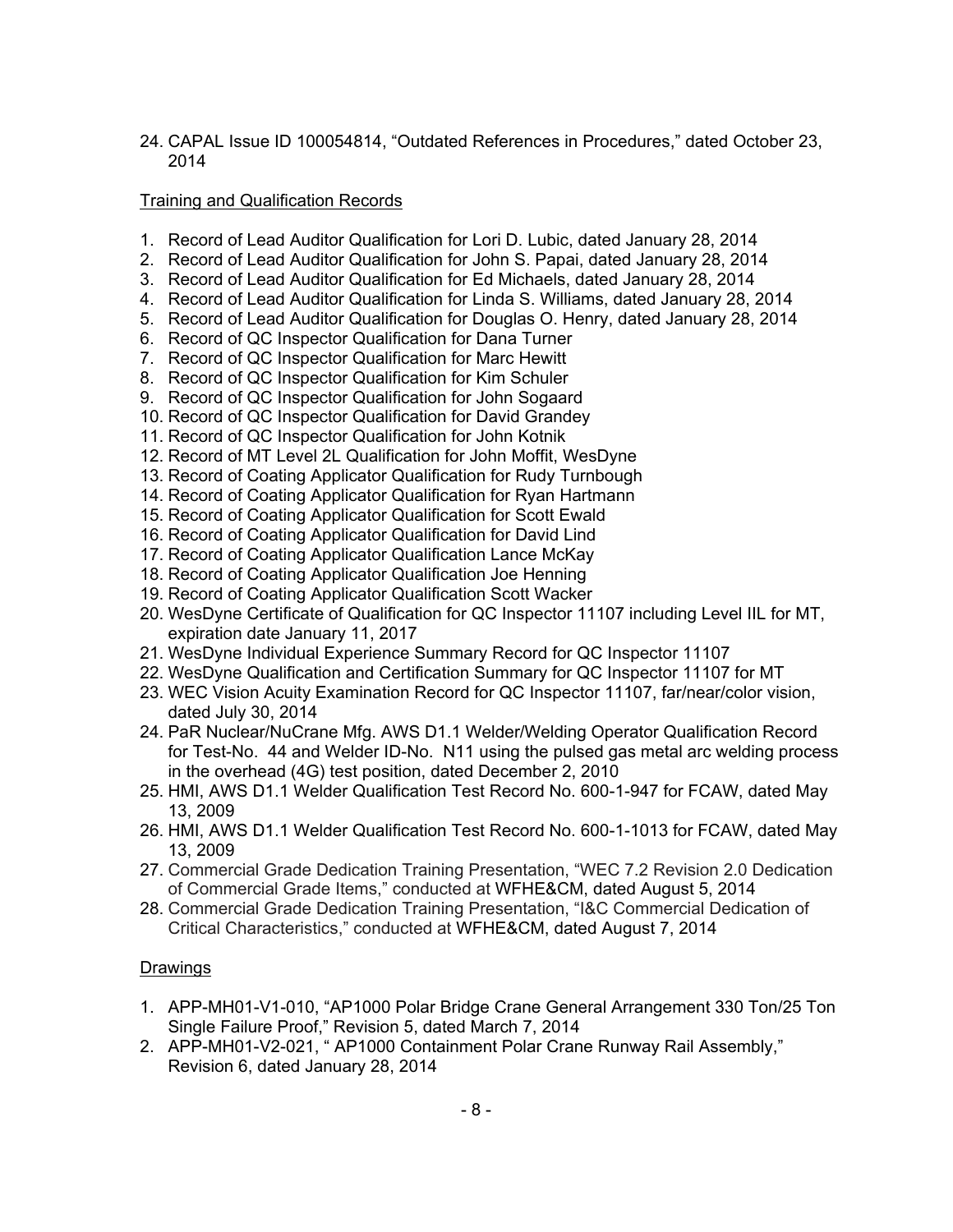24. CAPAL Issue ID 100054814, "Outdated References in Procedures," dated October 23, 2014

Training and Qualification Records

1. Record of Lead Auditor Qualification for Lori D. Lubic, dated January 28, 2014
2. Record of Lead Auditor Qualification for John S. Papai, dated January 28, 2014
3. Record of Lead Auditor Qualification for Ed Michaels, dated January 28, 2014
4. Record of Lead Auditor Qualification for Linda S. Williams, dated January 28, 2014
5. Record of Lead Auditor Qualification for Douglas O. Henry, dated January 28, 2014
6. Record of QC Inspector Qualification for Dana Turner
7. Record of QC Inspector Qualification for Marc Hewitt
8. Record of QC Inspector Qualification for Kim Schuler
9. Record of QC Inspector Qualification for John Sogaard
10. Record of QC Inspector Qualification for David Grandey
11. Record of QC Inspector Qualification for John Kotnik
12. Record of MT Level 2L Qualification for John Moffit, WesDyne
13. Record of Coating Applicator Qualification for Rudy Turnbough
14. Record of Coating Applicator Qualification for Ryan Hartmann
15. Record of Coating Applicator Qualification for Scott Ewald
16. Record of Coating Applicator Qualification for David Lind
17. Record of Coating Applicator Qualification Lance McKay
18. Record of Coating Applicator Qualification Joe Henning
19. Record of Coating Applicator Qualification Scott Wacker
20. WesDyne Certificate of Qualification for QC Inspector 11107 including Level IIL for MT, expiration date January 11, 2017
21. WesDyne Individual Experience Summary Record for QC Inspector 11107
22. WesDyne Qualification and Certification Summary for QC Inspector 11107 for MT
23. WEC Vision Acuity Examination Record for QC Inspector 11107, far/near/color vision, dated July 30, 2014
24. PaR Nuclear/NuCrane Mfg. AWS D1.1 Welder/Welding Operator Qualification Record for Test-No. 44 and Welder ID-No. N11 using the pulsed gas metal arc welding process in the overhead (4G) test position, dated December 2, 2010
25. HMI, AWS D1.1 Welder Qualification Test Record No. 600-1-947 for FCAW, dated May 13, 2009
26. HMI, AWS D1.1 Welder Qualification Test Record No. 600-1-1013 for FCAW, dated May 13, 2009
27. Commercial Grade Dedication Training Presentation, "WEC 7.2 Revision 2.0 Dedication of Commercial Grade Items," conducted at WFHE&CM, dated August 5, 2014
28. Commercial Grade Dedication Training Presentation, "I&C Commercial Dedication of Critical Characteristics," conducted at WFHE&CM, dated August 7, 2014

Drawings

1. APP-MH01-V1-010, "AP1000 Polar Bridge Crane General Arrangement 330 Ton/25 Ton Single Failure Proof," Revision 5, dated March 7, 2014
2. APP-MH01-V2-021, " AP1000 Containment Polar Crane Runway Rail Assembly," Revision 6, dated January 28, 2014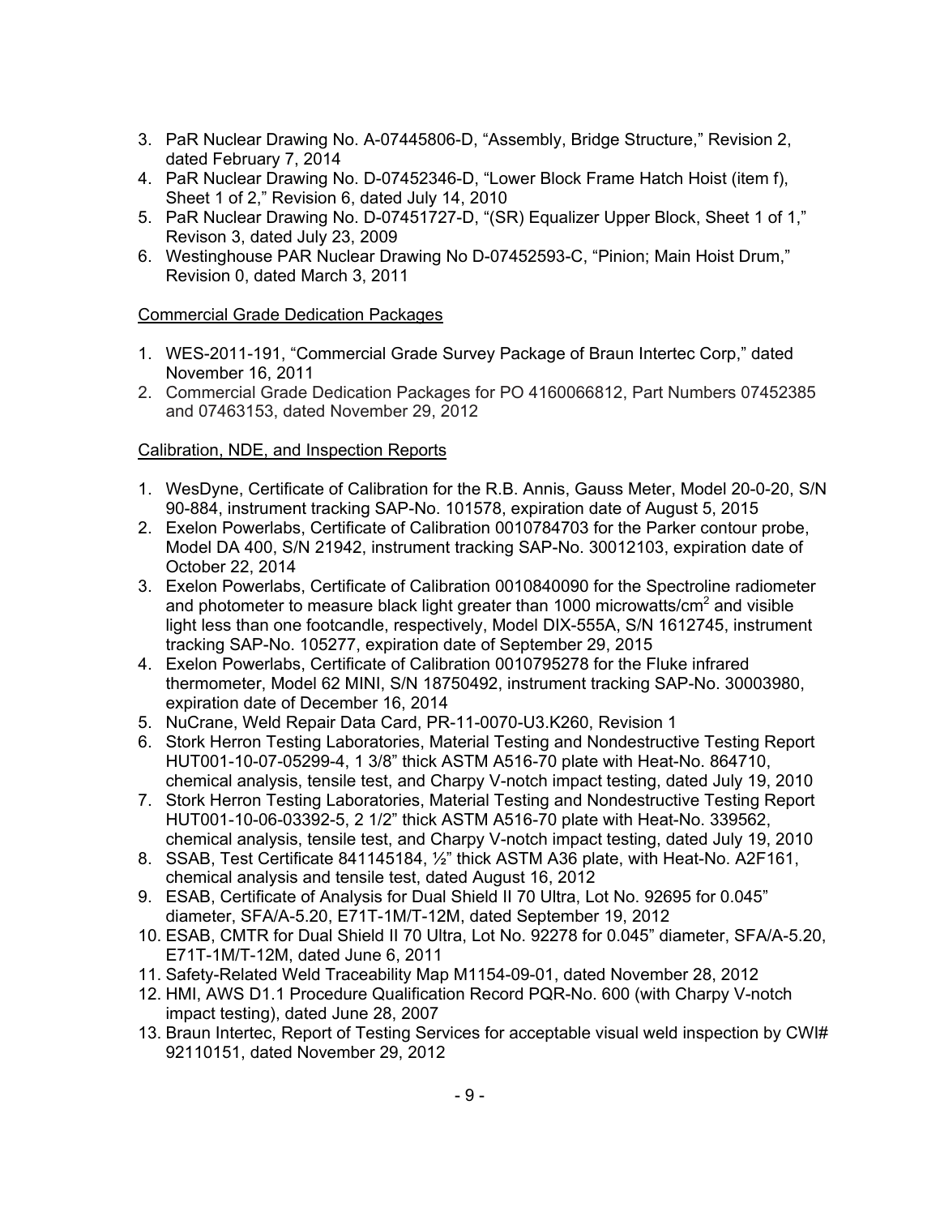3. PaR Nuclear Drawing No. A-07445806-D, "Assembly, Bridge Structure," Revision 2, dated February 7, 2014
4. PaR Nuclear Drawing No. D-07452346-D, "Lower Block Frame Hatch Hoist (item f), Sheet 1 of 2," Revision 6, dated July 14, 2010
5. PaR Nuclear Drawing No. D-07451727-D, "(SR) Equalizer Upper Block, Sheet 1 of 1," Revison 3, dated July 23, 2009
6. Westinghouse PAR Nuclear Drawing No D-07452593-C, "Pinion; Main Hoist Drum," Revision 0, dated March 3, 2011

Commercial Grade Dedication Packages

1. WES-2011-191, "Commercial Grade Survey Package of Braun Intertec Corp," dated November 16, 2011
2. Commercial Grade Dedication Packages for PO 4160066812, Part Numbers 07452385 and 07463153, dated November 29, 2012

Calibration, NDE, and Inspection Reports

1. WesDyne, Certificate of Calibration for the R.B. Annis, Gauss Meter, Model 20-0-20, S/N 90-884, instrument tracking SAP-No. 101578, expiration date of August 5, 2015
2. Exelon Powerlabs, Certificate of Calibration 0010784703 for the Parker contour probe, Model DA 400, S/N 21942, instrument tracking SAP-No. 30012103, expiration date of October 22, 2014
3. Exelon Powerlabs, Certificate of Calibration 0010840090 for the Spectroline radiometer and photometer to measure black light greater than 1000 microwatts/cm$^2$ and visible light less than one footcandle, respectively, Model DIX-555A, S/N 1612745, instrument tracking SAP-No. 105277, expiration date of September 29, 2015
4. Exelon Powerlabs, Certificate of Calibration 0010795278 for the Fluke infrared thermometer, Model 62 MINI, S/N 18750492, instrument tracking SAP-No. 30003980, expiration date of December 16, 2014
5. NuCrane, Weld Repair Data Card, PR-11-0070-U3.K260, Revision 1
6. Stork Herron Testing Laboratories, Material Testing and Nondestructive Testing Report HUT001-10-07-05299-4, 1 3/8" thick ASTM A516-70 plate with Heat-No. 864710, chemical analysis, tensile test, and Charpy V-notch impact testing, dated July 19, 2010
7. Stork Herron Testing Laboratories, Material Testing and Nondestructive Testing Report HUT001-10-06-03392-5, 2 1/2" thick ASTM A516-70 plate with Heat-No. 339562, chemical analysis, tensile test, and Charpy V-notch impact testing, dated July 19, 2010
8. SSAB, Test Certificate 841145184, ½" thick ASTM A36 plate, with Heat-No. A2F161, chemical analysis and tensile test, dated August 16, 2012
9. ESAB, Certificate of Analysis for Dual Shield II 70 Ultra, Lot No. 92695 for 0.045" diameter, SFA/A-5.20, E71T-1M/T-12M, dated September 19, 2012
10. ESAB, CMTR for Dual Shield II 70 Ultra, Lot No. 92278 for 0.045" diameter, SFA/A-5.20, E71T-1M/T-12M, dated June 6, 2011
11. Safety-Related Weld Traceability Map M1154-09-01, dated November 28, 2012
12. HMI, AWS D1.1 Procedure Qualification Record PQR-No. 600 (with Charpy V-notch impact testing), dated June 28, 2007
13. Braun Intertec, Report of Testing Services for acceptable visual weld inspection by CWI# 92110151, dated November 29, 2012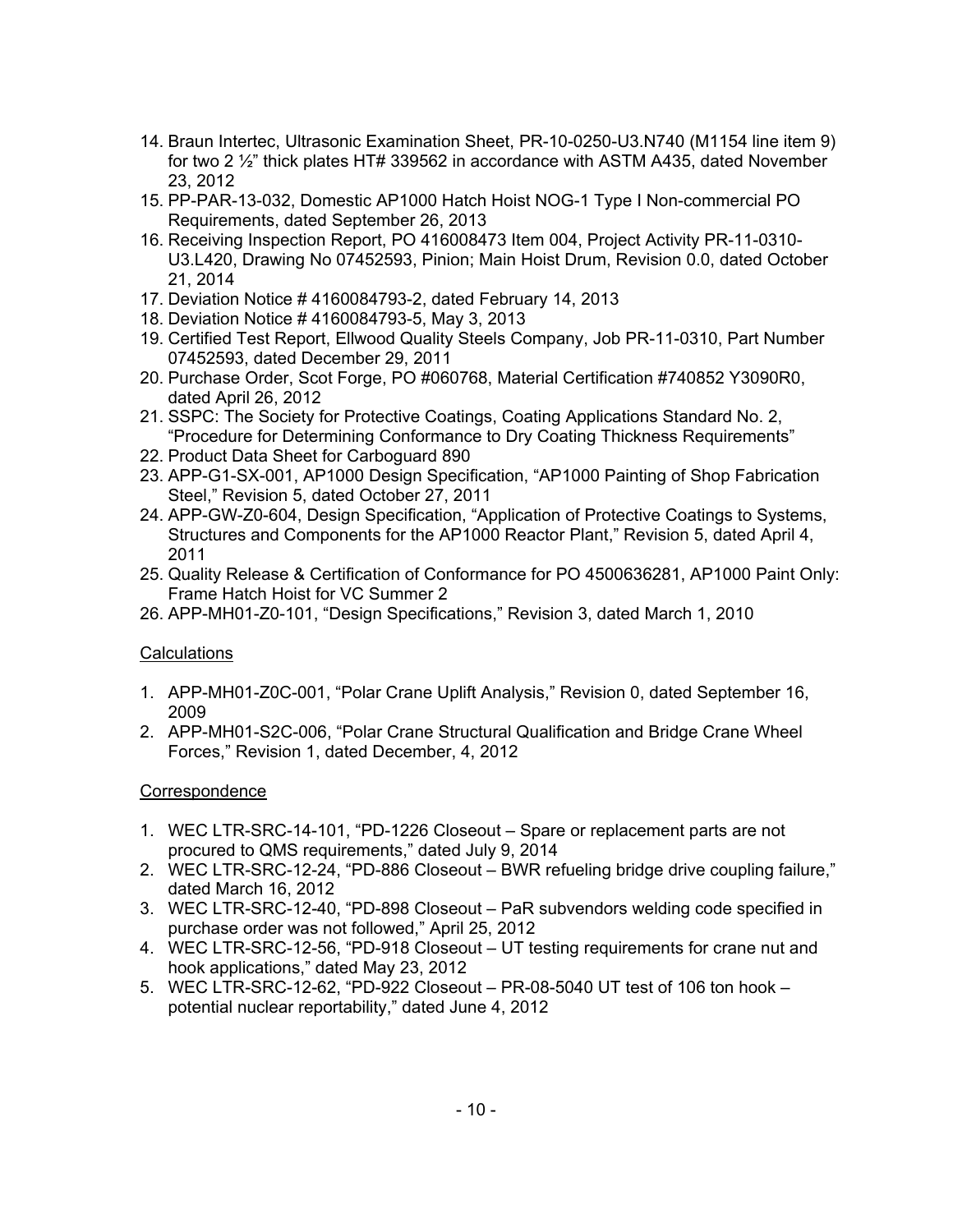14. Braun Intertec, Ultrasonic Examination Sheet, PR-10-0250-U3.N740 (M1154 line item 9) for two 2 ½" thick plates HT# 339562 in accordance with ASTM A435, dated November 23, 2012
15. PP-PAR-13-032, Domestic AP1000 Hatch Hoist NOG-1 Type I Non-commercial PO Requirements, dated September 26, 2013
16. Receiving Inspection Report, PO 416008473 Item 004, Project Activity PR-11-0310-U3.L420, Drawing No 07452593, Pinion; Main Hoist Drum, Revision 0.0, dated October 21, 2014
17. Deviation Notice # 4160084793-2, dated February 14, 2013
18. Deviation Notice # 4160084793-5, May 3, 2013
19. Certified Test Report, Ellwood Quality Steels Company, Job PR-11-0310, Part Number 07452593, dated December 29, 2011
20. Purchase Order, Scot Forge, PO #060768, Material Certification #740852 Y3090R0, dated April 26, 2012
21. SSPC: The Society for Protective Coatings, Coating Applications Standard No. 2, "Procedure for Determining Conformance to Dry Coating Thickness Requirements"
22. Product Data Sheet for Carboguard 890
23. APP-G1-SX-001, AP1000 Design Specification, "AP1000 Painting of Shop Fabrication Steel," Revision 5, dated October 27, 2011
24. APP-GW-Z0-604, Design Specification, "Application of Protective Coatings to Systems, Structures and Components for the AP1000 Reactor Plant," Revision 5, dated April 4, 2011
25. Quality Release & Certification of Conformance for PO 4500636281, AP1000 Paint Only: Frame Hatch Hoist for VC Summer 2
26. APP-MH01-Z0-101, "Design Specifications," Revision 3, dated March 1, 2010

Calculations

1. APP-MH01-Z0C-001, "Polar Crane Uplift Analysis," Revision 0, dated September 16, 2009
2. APP-MH01-S2C-006, "Polar Crane Structural Qualification and Bridge Crane Wheel Forces," Revision 1, dated December, 4, 2012

Correspondence

1. WEC LTR-SRC-14-101, "PD-1226 Closeout – Spare or replacement parts are not procured to QMS requirements," dated July 9, 2014
2. WEC LTR-SRC-12-24, "PD-886 Closeout – BWR refueling bridge drive coupling failure," dated March 16, 2012
3. WEC LTR-SRC-12-40, "PD-898 Closeout – PaR subvendors welding code specified in purchase order was not followed," April 25, 2012
4. WEC LTR-SRC-12-56, "PD-918 Closeout – UT testing requirements for crane nut and hook applications," dated May 23, 2012
5. WEC LTR-SRC-12-62, "PD-922 Closeout – PR-08-5040 UT test of 106 ton hook – potential nuclear reportability," dated June 4, 2012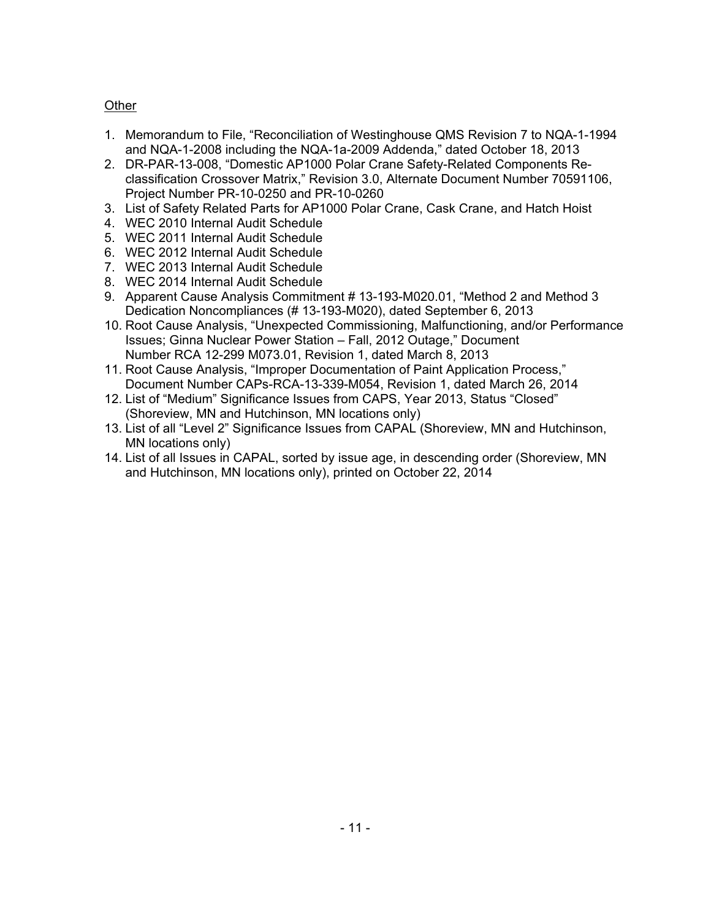Other

1. Memorandum to File, "Reconciliation of Westinghouse QMS Revision 7 to NQA-1-1994 and NQA-1-2008 including the NQA-1a-2009 Addenda," dated October 18, 2013
2. DR-PAR-13-008, "Domestic AP1000 Polar Crane Safety-Related Components Re-classification Crossover Matrix," Revision 3.0, Alternate Document Number 70591106, Project Number PR-10-0250 and PR-10-0260
3. List of Safety Related Parts for AP1000 Polar Crane, Cask Crane, and Hatch Hoist
4. WEC 2010 Internal Audit Schedule
5. WEC 2011 Internal Audit Schedule
6. WEC 2012 Internal Audit Schedule
7. WEC 2013 Internal Audit Schedule
8. WEC 2014 Internal Audit Schedule
9. Apparent Cause Analysis Commitment # 13-193-M020.01, "Method 2 and Method 3 Dedication Noncompliances (# 13-193-M020), dated September 6, 2013
10. Root Cause Analysis, "Unexpected Commissioning, Malfunctioning, and/or Performance Issues; Ginna Nuclear Power Station – Fall, 2012 Outage," Document Number RCA 12-299 M073.01, Revision 1, dated March 8, 2013
11. Root Cause Analysis, "Improper Documentation of Paint Application Process," Document Number CAPs-RCA-13-339-M054, Revision 1, dated March 26, 2014
12. List of "Medium" Significance Issues from CAPS, Year 2013, Status "Closed" (Shoreview, MN and Hutchinson, MN locations only)
13. List of all "Level 2" Significance Issues from CAPAL (Shoreview, MN and Hutchinson, MN locations only)
14. List of all Issues in CAPAL, sorted by issue age, in descending order (Shoreview, MN and Hutchinson, MN locations only), printed on October 22, 2014